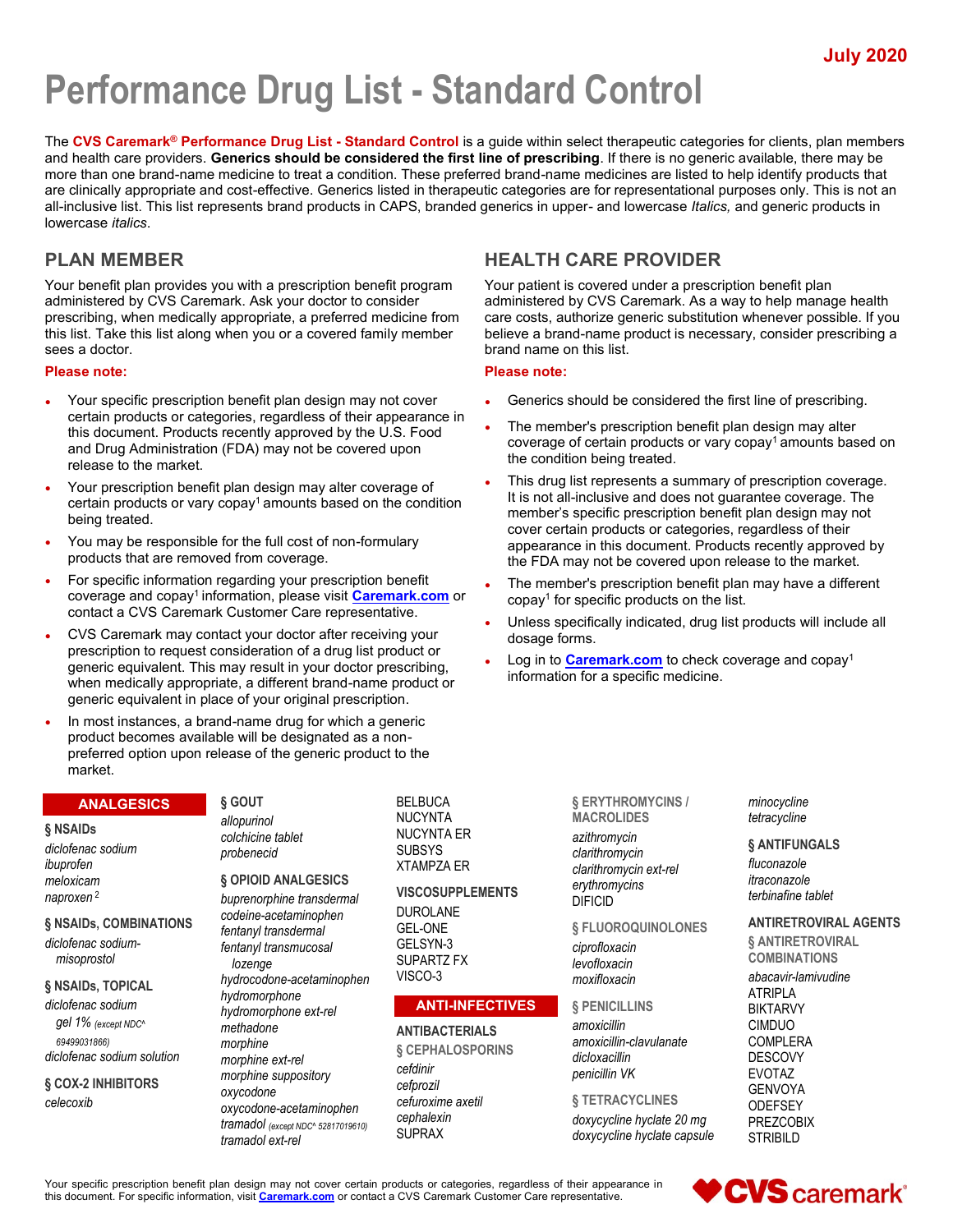July 2020

# Performance Drug List - Standard Control

The **CVS Caremark® Performance Drug List - Standard Control** is a guide within select therapeutic categories for clients, plan members and health care providers. **Generics should be considered the first line of prescribing**. If there is no generic available, there may be more than one brand-name medicine to treat a condition. These preferred brand-name medicines are listed to help identify products that are clinically appropriate and cost-effective. Generics listed in therapeutic categories are for representational purposes only. This is not an all-inclusive list. This list represents brand products in CAPS, branded generics in upper- and lowercase *Italics,* and generic products in lowercase *italics*.

## PLAN MEMBER

Your benefit plan provides you with a prescription benefit program administered by CVS Caremark. Ask your doctor to consider prescribing, when medically appropriate, a preferred medicine from this list. Take this list along when you or a covered family member sees a doctor.

**Please note:**

- Your specific prescription benefit plan design may not cover certain products or categories, regardless of their appearance in this document. Products recently approved by the U.S. Food and Drug Administration (FDA) may not be covered upon release to the market.
- Your prescription benefit plan design may alter coverage of certain products or vary copay[1] amounts based on the condition being treated.
- You may be responsible for the full cost of non-formulary products that are removed from coverage.
- For specific information regarding your prescription benefit coverage and copay[1] information, please visit **Caremark.com** or contact a CVS Caremark Customer Care representative.
- CVS Caremark may contact your doctor after receiving your prescription to request consideration of a drug list product or generic equivalent. This may result in your doctor prescribing, when medically appropriate, a different brand-name product or generic equivalent in place of your original prescription.
- In most instances, a brand-name drug for which a generic product becomes available will be designated as a non-preferred option upon release of the generic product to the market.

## HEALTH CARE PROVIDER

Your patient is covered under a prescription benefit plan administered by CVS Caremark. As a way to help manage health care costs, authorize generic substitution whenever possible. If you believe a brand-name product is necessary, consider prescribing a brand name on this list.

**Please note:**

- Generics should be considered the first line of prescribing.
- The member's prescription benefit plan design may alter coverage of certain products or vary copay[1] amounts based on the condition being treated.
- This drug list represents a summary of prescription coverage. It is not all-inclusive and does not guarantee coverage. The member's specific prescription benefit plan design may not cover certain products or categories, regardless of their appearance in this document. Products recently approved by the FDA may not be covered upon release to the market.
- The member's prescription benefit plan may have a different copay[1] for specific products on the list.
- Unless specifically indicated, drug list products will include all dosage forms.
- Log in to **Caremark.com** to check coverage and copay[1] information for a specific medicine.

## ANALGESICS

### § NSAIDs

*diclofenac sodium*
*ibuprofen*
*meloxicam*
*naproxen* [2]

### § NSAIDs, COMBINATIONS

*diclofenac sodium-misoprostol*

### § NSAIDs, TOPICAL

*diclofenac sodium gel 1%* (except NDC^ 69499031866)
*diclofenac sodium solution*

### § COX-2 INHIBITORS

*celecoxib*

### § GOUT

*allopurinol*
*colchicine tablet*
*probenecid*

### § OPIOID ANALGESICS

*buprenorphine transdermal*
*codeine-acetaminophen*
*fentanyl transdermal*
*fentanyl transmucosal lozenge*
*hydrocodone-acetaminophen*
*hydromorphone*
*hydromorphone ext-rel*
*methadone*
*morphine*
*morphine ext-rel*
*morphine suppository*
*oxycodone*
*oxycodone-acetaminophen*
*tramadol* (except NDC^ 52817019610)
*tramadol ext-rel*
BELBUCA
NUCYNTA
NUCYNTA ER
SUBSYS
XTAMPZA ER

### VISCOSUPPLEMENTS

DUROLANE
GEL-ONE
GELSYN-3
SUPARTZ FX
VISCO-3

## ANTI-INFECTIVES

### ANTIBACTERIALS

### § CEPHALOSPORINS

*cefdinir*
*cefprozil*
*cefuroxime axetil*
*cephalexin*
SUPRAX

### § ERYTHROMYCINS / MACROLIDES

*azithromycin*
*clarithromycin*
*clarithromycin ext-rel*
*erythromycins*
DIFICID

### § FLUOROQUINOLONES

*ciprofloxacin*
*levofloxacin*
*moxifloxacin*

### § PENICILLINS

*amoxicillin*
*amoxicillin-clavulanate*
*dicloxacillin*
*penicillin VK*

### § TETRACYCLINES

*doxycycline hyclate 20 mg*
*doxycycline hyclate capsule*
*minocycline*
*tetracycline*

### § ANTIFUNGALS

*fluconazole*
*itraconazole*
*terbinafine tablet*

### ANTIRETROVIRAL AGENTS

### § ANTIRETROVIRAL COMBINATIONS

*abacavir-lamivudine*
ATRIPLA
BIKTARVY
CIMDUO
COMPLERA
DESCOVY
EVOTAZ
GENVOYA
ODEFSEY
PREZCOBIX
STRIBILD

Your specific prescription benefit plan design may not cover certain products or categories, regardless of their appearance in this document. For specific information, visit **Caremark.com** or contact a CVS Caremark Customer Care representative.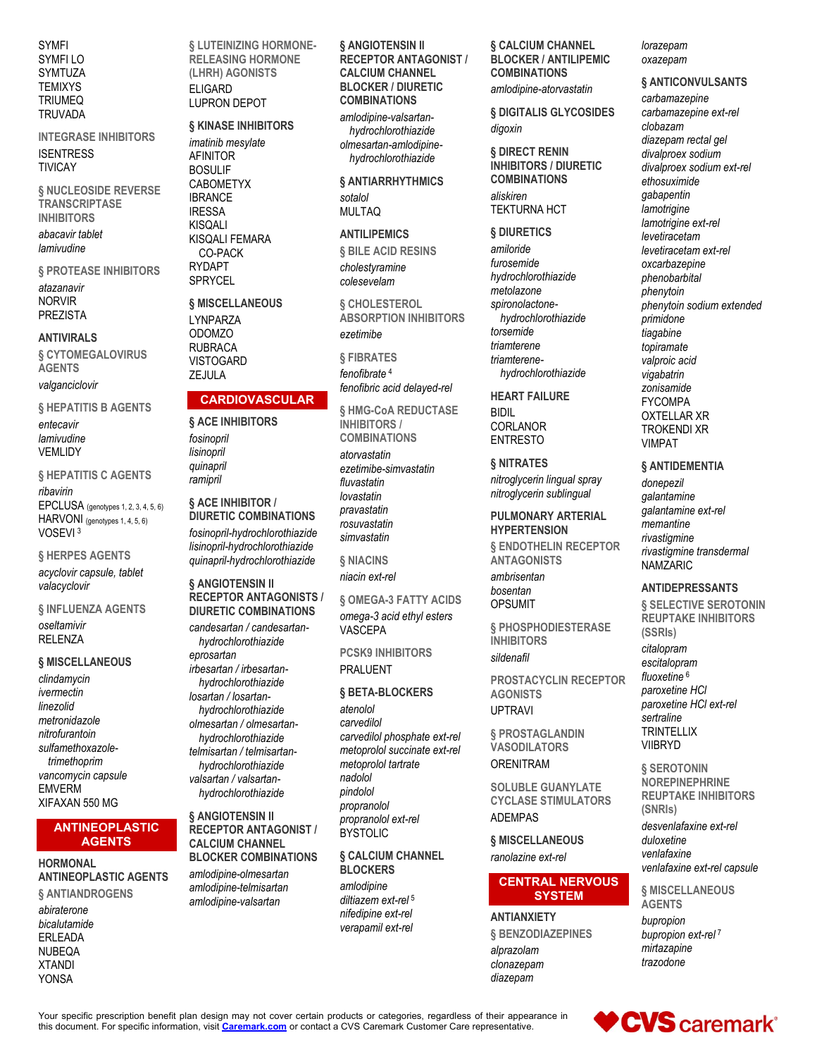SYMFI
SYMFI LO
SYMTUZA
TEMIXYS
TRIUMEQ
TRUVADA

### INTEGRASE INHIBITORS

ISENTRESS
TIVICAY

### § NUCLEOSIDE REVERSE TRANSCRIPTASE INHIBITORS

*abacavir tablet*
*lamivudine*

### § PROTEASE INHIBITORS

*atazanavir*
NORVIR
PREZISTA

## ANTIVIRALS

### § CYTOMEGALOVIRUS AGENTS

*valganciclovir*

### § HEPATITIS B AGENTS

*entecavir*
*lamivudine*
VEMLIDY

### § HEPATITIS C AGENTS

*ribavirin*
EPCLUSA (genotypes 1, 2, 3, 4, 5, 6)
HARVONI (genotypes 1, 4, 5, 6)
VOSEVI [3]

### § HERPES AGENTS

*acyclovir capsule, tablet*
*valacyclovir*

### § INFLUENZA AGENTS

*oseltamivir*
RELENZA

### § MISCELLANEOUS

*clindamycin*
*ivermectin*
*linezolid*
*metronidazole*
*nitrofurantoin*
*sulfamethoxazole-trimethoprim*
*vancomycin capsule*
EMVERM
XIFAXAN 550 MG

# ANTINEOPLASTIC AGENTS

## HORMONAL ANTINEOPLASTIC AGENTS

### § ANTIANDROGENS

*abiraterone*
*bicalutamide*
ERLEADA
NUBEQA
XTANDI
YONSA

### § LUTEINIZING HORMONE-RELEASING HORMONE (LHRH) AGONISTS

ELIGARD
LUPRON DEPOT

### § KINASE INHIBITORS

*imatinib mesylate*
AFINITOR
BOSULIF
CABOMETYX
IBRANCE
IRESSA
KISQALI
KISQALI FEMARA CO-PACK
RYDAPT
SPRYCEL

### § MISCELLANEOUS

LYNPARZA
ODOMZO
RUBRACA
VISTOGARD
ZEJULA

# CARDIOVASCULAR

### § ACE INHIBITORS

*fosinopril*
*lisinopril*
*quinapril*
*ramipril*

### § ACE INHIBITOR / DIURETIC COMBINATIONS

*fosinopril-hydrochlorothiazide*
*lisinopril-hydrochlorothiazide*
*quinapril-hydrochlorothiazide*

### § ANGIOTENSIN II RECEPTOR ANTAGONISTS / DIURETIC COMBINATIONS

*candesartan / candesartan-hydrochlorothiazide*
*eprosartan*
*irbesartan / irbesartan-hydrochlorothiazide*
*losartan / losartan-hydrochlorothiazide*
*olmesartan / olmesartan-hydrochlorothiazide*
*telmisartan / telmisartan-hydrochlorothiazide*
*valsartan / valsartan-hydrochlorothiazide*

### § ANGIOTENSIN II RECEPTOR ANTAGONIST / CALCIUM CHANNEL BLOCKER COMBINATIONS

*amlodipine-olmesartan*
*amlodipine-telmisartan*
*amlodipine-valsartan*

### § ANGIOTENSIN II RECEPTOR ANTAGONIST / CALCIUM CHANNEL BLOCKER / DIURETIC COMBINATIONS

*amlodipine-valsartan-hydrochlorothiazide*
*olmesartan-amlodipine-hydrochlorothiazide*

### § ANTIARRHYTHMICS

*sotalol*
MULTAQ

## ANTILIPEMICS

### § BILE ACID RESINS

*cholestyramine*
*colesevelam*

### § CHOLESTEROL ABSORPTION INHIBITORS

*ezetimibe*

### § FIBRATES

*fenofibrate* [4]
*fenofibric acid delayed-rel*

### § HMG-CoA REDUCTASE INHIBITORS / COMBINATIONS

*atorvastatin*
*ezetimibe-simvastatin*
*fluvastatin*
*lovastatin*
*pravastatin*
*rosuvastatin*
*simvastatin*

### § NIACINS

*niacin ext-rel*

### § OMEGA-3 FATTY ACIDS

*omega-3 acid ethyl esters*
VASCEPA

### PCSK9 INHIBITORS

PRALUENT

### § BETA-BLOCKERS

*atenolol*
*carvedilol*
*carvedilol phosphate ext-rel*
*metoprolol succinate ext-rel*
*metoprolol tartrate*
*nadolol*
*pindolol*
*propranolol*
*propranolol ext-rel*
BYSTOLIC

### § CALCIUM CHANNEL BLOCKERS

*amlodipine*
*diltiazem ext-rel* [5]
*nifedipine ext-rel*
*verapamil ext-rel*

### § CALCIUM CHANNEL BLOCKER / ANTILIPEMIC COMBINATIONS

*amlodipine-atorvastatin*

### § DIGITALIS GLYCOSIDES

*digoxin*

### § DIRECT RENIN INHIBITORS / DIURETIC COMBINATIONS

*aliskiren*
TEKTURNA HCT

### § DIURETICS

*amiloride*
*furosemide*
*hydrochlorothiazide*
*metolazone*
*spironolactone-hydrochlorothiazide*
*torsemide*
*triamterene*
*triamterene-hydrochlorothiazide*

## HEART FAILURE

BIDIL
CORLANOR
ENTRESTO

### § NITRATES

*nitroglycerin lingual spray*
*nitroglycerin sublingual*

## PULMONARY ARTERIAL HYPERTENSION

### § ENDOTHELIN RECEPTOR ANTAGONISTS

*ambrisentan*
*bosentan*
OPSUMIT

### § PHOSPHODIESTERASE INHIBITORS

*sildenafil*

### PROSTACYCLIN RECEPTOR AGONISTS

UPTRAVI

### § PROSTAGLANDIN VASODILATORS

ORENITRAM

### SOLUBLE GUANYLATE CYCLASE STIMULATORS

ADEMPAS

### § MISCELLANEOUS

*ranolazine ext-rel*

# CENTRAL NERVOUS SYSTEM

## ANTIANXIETY

### § BENZODIAZEPINES

*alprazolam*
*clonazepam*
*diazepam*
*lorazepam*
*oxazepam*

### § ANTICONVULSANTS

*carbamazepine*
*carbamazepine ext-rel*
*clobazam*
*diazepam rectal gel*
*divalproex sodium*
*divalproex sodium ext-rel*
*ethosuximide*
*gabapentin*
*lamotrigine*
*lamotrigine ext-rel*
*levetiracetam*
*levetiracetam ext-rel*
*oxcarbazepine*
*phenobarbital*
*phenytoin*
*phenytoin sodium extended*
*primidone*
*tiagabine*
*topiramate*
*valproic acid*
*vigabatrin*
*zonisamide*
FYCOMPA
OXTELLAR XR
TROKENDI XR
VIMPAT

### § ANTIDEMENTIA

*donepezil*
*galantamine*
*galantamine ext-rel*
*memantine*
*rivastigmine*
*rivastigmine transdermal*
NAMZARIC

## ANTIDEPRESSANTS

### § SELECTIVE SEROTONIN REUPTAKE INHIBITORS (SSRIs)

*citalopram*
*escitalopram*
*fluoxetine* [6]
*paroxetine HCl*
*paroxetine HCl ext-rel*
*sertraline*
TRINTELLIX
VIIBRYD

### § SEROTONIN NOREPINEPHRINE REUPTAKE INHIBITORS (SNRIs)

*desvenlafaxine ext-rel*
*duloxetine*
*venlafaxine*
*venlafaxine ext-rel capsule*

### § MISCELLANEOUS AGENTS

*bupropion*
*bupropion ext-rel* [7]
*mirtazapine*
*trazodone*

Your specific prescription benefit plan design may not cover certain products or categories, regardless of their appearance in this document. For specific information, visit Caremark.com or contact a CVS Caremark Customer Care representative.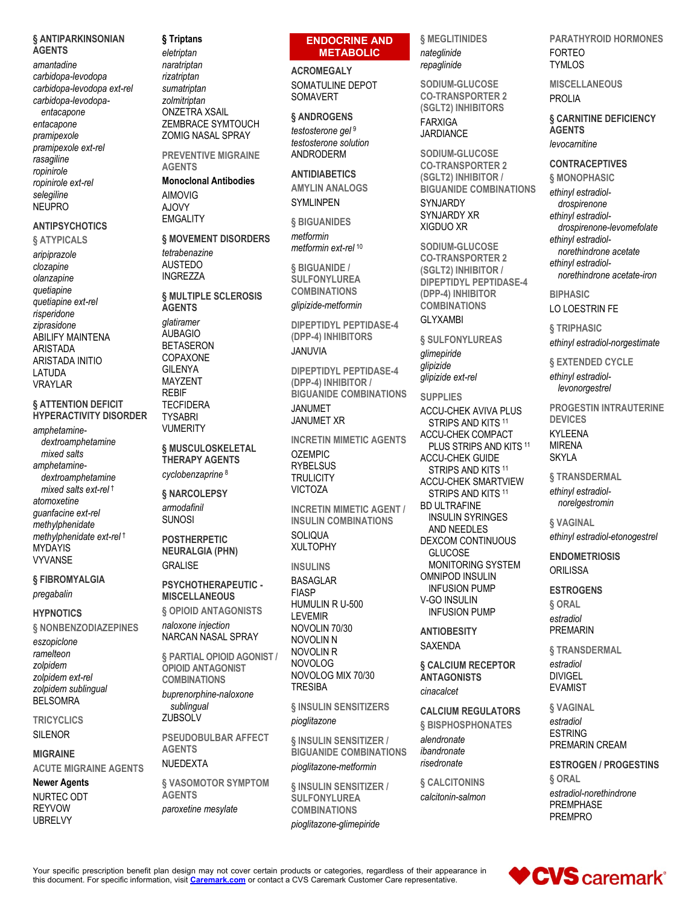### § ANTIPARKINSONIAN AGENTS

*amantadine*
*carbidopa-levodopa*
*carbidopa-levodopa ext-rel*
*carbidopa-levodopa-entacapone*
*entacapone*
*pramipexole*
*pramipexole ext-rel*
*rasagiline*
*ropinirole*
*ropinirole ext-rel*
*selegiline*
NEUPRO

### ANTIPSYCHOTICS

#### § ATYPICALS

*aripiprazole*
*clozapine*
*olanzapine*
*quetiapine*
*quetiapine ext-rel*
*risperidone*
*ziprasidone*
ABILIFY MAINTENA
ARISTADA
ARISTADA INITIO
LATUDA
VRAYLAR

### § ATTENTION DEFICIT HYPERACTIVITY DISORDER

*amphetamine-dextroamphetamine mixed salts*
*amphetamine-dextroamphetamine mixed salts ext-rel* †
*atomoxetine*
*guanfacine ext-rel*
*methylphenidate*
*methylphenidate ext-rel* †
MYDAYIS
VYVANSE

### § FIBROMYALGIA

*pregabalin*

### HYPNOTICS

#### § NONBENZODIAZEPINES

*eszopiclone*
*ramelteon*
*zolpidem*
*zolpidem ext-rel*
*zolpidem sublingual*
BELSOMRA

#### TRICYCLICS

SILENOR

### MIGRAINE

#### ACUTE MIGRAINE AGENTS

**Newer Agents**

NURTEC ODT
REYVOW
UBRELVY

**§ Triptans**

*eletriptan*
*naratriptan*
*rizatriptan*
*sumatriptan*
*zolmitriptan*
ONZETRA XSAIL
ZEMBRACE SYMTOUCH
ZOMIG NASAL SPRAY

#### PREVENTIVE MIGRAINE AGENTS

**Monoclonal Antibodies**

AIMOVIG
AJOVY
EMGALITY

### § MOVEMENT DISORDERS

*tetrabenazine*
AUSTEDO
INGREZZA

### § MULTIPLE SCLEROSIS AGENTS

*glatiramer*
AUBAGIO
BETASERON
COPAXONE
GILENYA
MAYZENT
REBIF
TECFIDERA
TYSABRI
VUMERITY

### § MUSCULOSKELETAL THERAPY AGENTS

*cyclobenzaprine* [8]

### § NARCOLEPSY

*armodafinil*
SUNOSI

### POSTHERPETIC NEURALGIA (PHN)

GRALISE

### PSYCHOTHERAPEUTIC - MISCELLANEOUS

#### § OPIOID ANTAGONISTS

*naloxone injection*
NARCAN NASAL SPRAY

#### § PARTIAL OPIOID AGONIST / OPIOID ANTAGONIST COMBINATIONS

*buprenorphine-naloxone sublingual*
ZUBSOLV

#### PSEUDOBULBAR AFFECT AGENTS

NUEDEXTA

#### § VASOMOTOR SYMPTOM AGENTS

*paroxetine mesylate*

## ENDOCRINE AND METABOLIC

### ACROMEGALY

SOMATULINE DEPOT
SOMAVERT

### § ANDROGENS

*testosterone gel* [9]
*testosterone solution*
ANDRODERM

### ANTIDIABETICS

#### AMYLIN ANALOGS

SYMLINPEN

#### § BIGUANIDES

*metformin*
*metformin ext-rel* [10]

#### § BIGUANIDE / SULFONYLUREA COMBINATIONS

*glipizide-metformin*

#### DIPEPTIDYL PEPTIDASE-4 (DPP-4) INHIBITORS

JANUVIA

#### DIPEPTIDYL PEPTIDASE-4 (DPP-4) INHIBITOR / BIGUANIDE COMBINATIONS

JANUMET
JANUMET XR

#### INCRETIN MIMETIC AGENTS

OZEMPIC
RYBELSUS
TRULICITY
VICTOZA

#### INCRETIN MIMETIC AGENT / INSULIN COMBINATIONS

SOLIQUA
XULTOPHY

#### INSULINS

BASAGLAR
FIASP
HUMULIN R U-500
LEVEMIR
NOVOLIN 70/30
NOVOLIN N
NOVOLIN R
NOVOLOG
NOVOLOG MIX 70/30
TRESIBA

#### § INSULIN SENSITIZERS

*pioglitazone*

#### § INSULIN SENSITIZER / BIGUANIDE COMBINATIONS

*pioglitazone-metformin*

#### § INSULIN SENSITIZER / SULFONYLUREA COMBINATIONS

*pioglitazone-glimepiride*

#### § MEGLITINIDES

*nateglinide*
*repaglinide*

#### SODIUM-GLUCOSE CO-TRANSPORTER 2 (SGLT2) INHIBITORS

FARXIGA
JARDIANCE

#### SODIUM-GLUCOSE CO-TRANSPORTER 2 (SGLT2) INHIBITOR / BIGUANIDE COMBINATIONS

SYNJARDY
SYNJARDY XR
XIGDUO XR

#### SODIUM-GLUCOSE CO-TRANSPORTER 2 (SGLT2) INHIBITOR / DIPEPTIDYL PEPTIDASE-4 (DPP-4) INHIBITOR COMBINATIONS

GLYXAMBI

#### § SULFONYLUREAS

*glimepiride*
*glipizide*
*glipizide ext-rel*

#### SUPPLIES

ACCU-CHEK AVIVA PLUS STRIPS AND KITS [11]
ACCU-CHEK COMPACT PLUS STRIPS AND KITS [11]
ACCU-CHEK GUIDE STRIPS AND KITS [11]
ACCU-CHEK SMARTVIEW STRIPS AND KITS [11]
BD ULTRAFINE INSULIN SYRINGES AND NEEDLES
DEXCOM CONTINUOUS GLUCOSE MONITORING SYSTEM
OMNIPOD INSULIN INFUSION PUMP
V-GO INSULIN INFUSION PUMP

### ANTIOBESITY

SAXENDA

### § CALCIUM RECEPTOR ANTAGONISTS

*cinacalcet*

### CALCIUM REGULATORS

#### § BISPHOSPHONATES

*alendronate*
*ibandronate*
*risedronate*

#### § CALCITONINS

*calcitonin-salmon*

#### PARATHYROID HORMONES

FORTEO
TYMLOS

#### MISCELLANEOUS

PROLIA

### § CARNITINE DEFICIENCY AGENTS

*levocarnitine*

### CONTRACEPTIVES

#### § MONOPHASIC

*ethinyl estradiol-drospirenone*
*ethinyl estradiol-drospirenone-levomefolate*
*ethinyl estradiol-norethindrone acetate*
*ethinyl estradiol-norethindrone acetate-iron*

#### BIPHASIC

LO LOESTRIN FE

#### § TRIPHASIC

*ethinyl estradiol-norgestimate*

#### § EXTENDED CYCLE

*ethinyl estradiol-levonorgestrel*

#### PROGESTIN INTRAUTERINE DEVICES

KYLEENA
MIRENA
SKYLA

#### § TRANSDERMAL

*ethinyl estradiol-norelgestromin*

#### § VAGINAL

*ethinyl estradiol-etonogestrel*

### ENDOMETRIOSIS

ORILISSA

### ESTROGENS

#### § ORAL

*estradiol*
PREMARIN

#### § TRANSDERMAL

*estradiol*
DIVIGEL
EVAMIST

#### § VAGINAL

*estradiol*
ESTRING
PREMARIN CREAM

### ESTROGEN / PROGESTINS

#### § ORAL

*estradiol-norethindrone*
PREMPHASE
PREMPRO

Your specific prescription benefit plan design may not cover certain products or categories, regardless of their appearance in this document. For specific information, visit [Caremark.com](https://www.caremark.com) or contact a CVS Caremark Customer Care representative.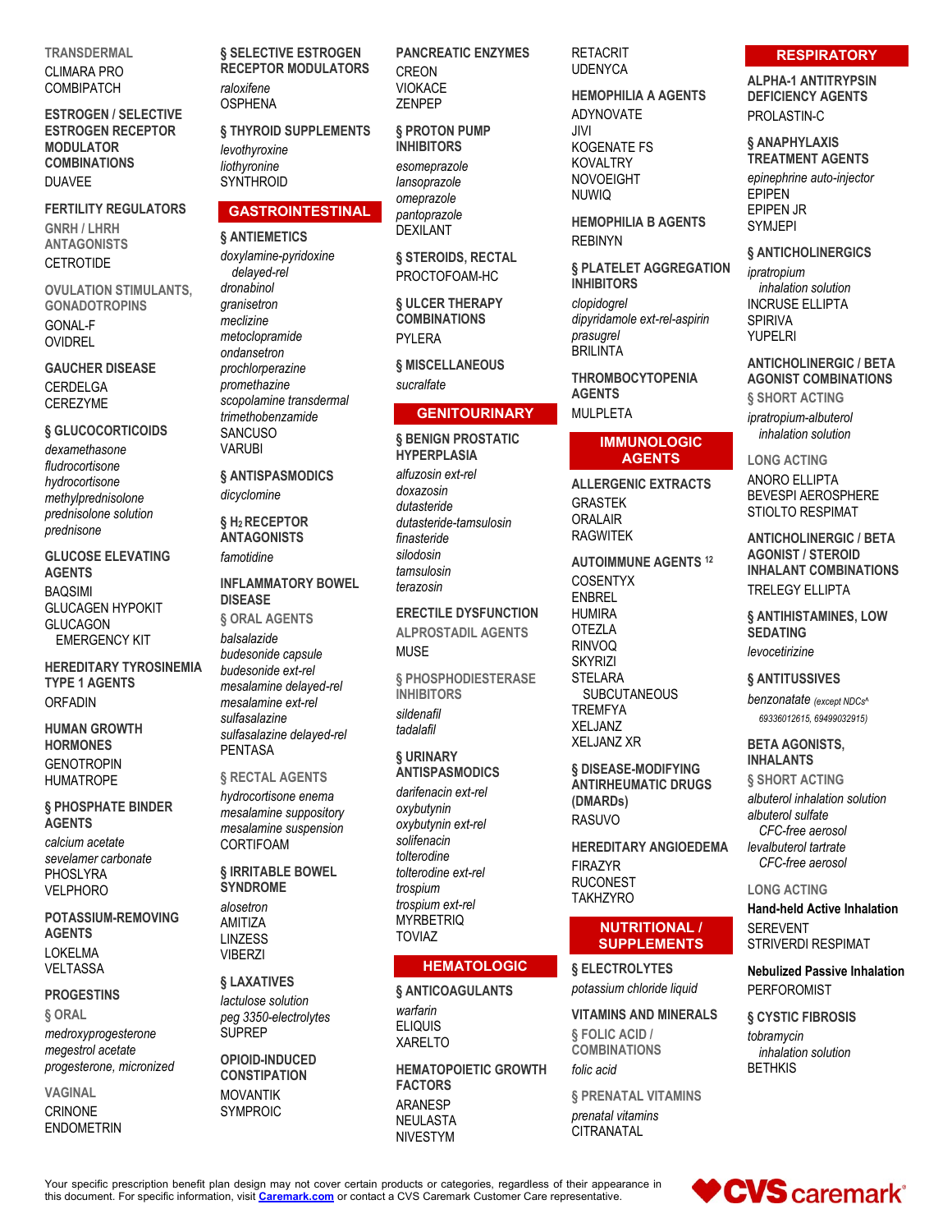TRANSDERMAL

CLIMARA PRO
COMBIPATCH

**ESTROGEN / SELECTIVE ESTROGEN RECEPTOR MODULATOR COMBINATIONS**

DUAVEE

**FERTILITY REGULATORS**

GNRH / LHRH ANTAGONISTS

CETROTIDE

OVULATION STIMULANTS, GONADOTROPINS

GONAL-F
OVIDREL

**GAUCHER DISEASE**

CERDELGA
CEREZYME

**§ GLUCOCORTICOIDS**

*dexamethasone*
*fludrocortisone*
*hydrocortisone*
*methylprednisolone*
*prednisolone solution*
*prednisone*

**GLUCOSE ELEVATING AGENTS**

BAQSIMI
GLUCAGEN HYPOKIT
GLUCAGON EMERGENCY KIT

**HEREDITARY TYROSINEMIA TYPE 1 AGENTS**

ORFADIN

**HUMAN GROWTH HORMONES**

GENOTROPIN
HUMATROPE

**§ PHOSPHATE BINDER AGENTS**

*calcium acetate*
*sevelamer carbonate*
PHOSLYRA
VELPHORO

**POTASSIUM-REMOVING AGENTS**

LOKELMA
VELTASSA

**PROGESTINS**

§ ORAL

*medroxyprogesterone*
*megestrol acetate*
*progesterone, micronized*

VAGINAL

CRINONE
ENDOMETRIN

**§ SELECTIVE ESTROGEN RECEPTOR MODULATORS**

*raloxifene*
OSPHENA

**§ THYROID SUPPLEMENTS**

*levothyroxine*
*liothyronine*
SYNTHROID

## GASTROINTESTINAL

**§ ANTIEMETICS**

*doxylamine-pyridoxine delayed-rel*
*dronabinol*
*granisetron*
*meclizine*
*metoclopramide*
*ondansetron*
*prochlorperazine*
*promethazine*
*scopolamine transdermal*
*trimethobenzamide*
SANCUSO
VARUBI

**§ ANTISPASMODICS**

*dicyclomine*

**§ $H_2$ RECEPTOR ANTAGONISTS**

*famotidine*

**INFLAMMATORY BOWEL DISEASE**

§ ORAL AGENTS

*balsalazide*
*budesonide capsule*
*budesonide ext-rel*
*mesalamine delayed-rel*
*mesalamine ext-rel*
*sulfasalazine*
*sulfasalazine delayed-rel*
PENTASA

§ RECTAL AGENTS

*hydrocortisone enema*
*mesalamine suppository*
*mesalamine suspension*
CORTIFOAM

**§ IRRITABLE BOWEL SYNDROME**

*alosetron*
AMITIZA
LINZESS
VIBERZI

**§ LAXATIVES**

*lactulose solution*
*peg 3350-electrolytes*
SUPREP

**OPIOID-INDUCED CONSTIPATION**

MOVANTIK
SYMPROIC

**PANCREATIC ENZYMES**

CREON
VIOKACE
ZENPEP

**§ PROTON PUMP INHIBITORS**

*esomeprazole*
*lansoprazole*
*omeprazole*
*pantoprazole*
DEXILANT

**§ STEROIDS, RECTAL**

PROCTOFOAM-HC

**§ ULCER THERAPY COMBINATIONS**

PYLERA

**§ MISCELLANEOUS**

*sucralfate*

## GENITOURINARY

**§ BENIGN PROSTATIC HYPERPLASIA**

*alfuzosin ext-rel*
*doxazosin*
*dutasteride*
*dutasteride-tamsulosin*
*finasteride*
*silodosin*
*tamsulosin*
*terazosin*

**ERECTILE DYSFUNCTION**

ALPROSTADIL AGENTS

MUSE

§ PHOSPHODIESTERASE INHIBITORS

*sildenafil*
*tadalafil*

**§ URINARY ANTISPASMODICS**

*darifenacin ext-rel*
*oxybutynin*
*oxybutynin ext-rel*
*solifenacin*
*tolterodine*
*tolterodine ext-rel*
*trospium*
*trospium ext-rel*
MYRBETRIQ
TOVIAZ

## HEMATOLOGIC

**§ ANTICOAGULANTS**

*warfarin*
ELIQUIS
XARELTO

**HEMATOPOIETIC GROWTH FACTORS**

ARANESP
NEULASTA
NIVESTYM
RETACRIT
UDENYCA

**HEMOPHILIA A AGENTS**

ADYNOVATE
JIVI
KOGENATE FS
KOVALTRY
NOVOEIGHT
NUWIQ

**HEMOPHILIA B AGENTS**

REBINYN

**§ PLATELET AGGREGATION INHIBITORS**

*clopidogrel*
*dipyridamole ext-rel-aspirin*
*prasugrel*
BRILINTA

**THROMBOCYTOPENIA AGENTS**

MULPLETA

## IMMUNOLOGIC AGENTS

**ALLERGENIC EXTRACTS**

GRASTEK
ORALAIR
RAGWITEK

**AUTOIMMUNE AGENTS [12]**

COSENTYX
ENBREL
HUMIRA
OTEZLA
RINVOQ
SKYRIZI
STELARA SUBCUTANEOUS
TREMFYA
XELJANZ
XELJANZ XR

**§ DISEASE-MODIFYING ANTIRHEUMATIC DRUGS (DMARDs)**

RASUVO

**HEREDITARY ANGIOEDEMA**

FIRAZYR
RUCONEST
TAKHZYRO

## NUTRITIONAL / SUPPLEMENTS

**§ ELECTROLYTES**

*potassium chloride liquid*

**VITAMINS AND MINERALS**

§ FOLIC ACID / COMBINATIONS

*folic acid*

§ PRENATAL VITAMINS

*prenatal vitamins*
CITRANATAL

## RESPIRATORY

**ALPHA-1 ANTITRYPSIN DEFICIENCY AGENTS**

PROLASTIN-C

**§ ANAPHYLAXIS TREATMENT AGENTS**

*epinephrine auto-injector*
EPIPEN
EPIPEN JR
SYMJEPI

**§ ANTICHOLINERGICS**

*ipratropium inhalation solution*
INCRUSE ELLIPTA
SPIRIVA
YUPELRI

**ANTICHOLINERGIC / BETA AGONIST COMBINATIONS**

§ SHORT ACTING

*ipratropium-albuterol inhalation solution*

LONG ACTING

ANORO ELLIPTA
BEVESPI AEROSPHERE
STIOLTO RESPIMAT

**ANTICHOLINERGIC / BETA AGONIST / STEROID INHALANT COMBINATIONS**

TRELEGY ELLIPTA

**§ ANTIHISTAMINES, LOW SEDATING**

*levocetirizine*

**§ ANTITUSSIVES**

*benzonatate* *(except NDCs^ 69336012615, 69499032915)*

**BETA AGONISTS, INHALANTS**

§ SHORT ACTING

*albuterol inhalation solution*
*albuterol sulfate CFC-free aerosol*
*levalbuterol tartrate CFC-free aerosol*

LONG ACTING

**Hand-held Active Inhalation**

SEREVENT
STRIVERDI RESPIMAT

**Nebulized Passive Inhalation**

PERFOROMIST

**§ CYSTIC FIBROSIS**

*tobramycin inhalation solution*
BETHKIS

Your specific prescription benefit plan design may not cover certain products or categories, regardless of their appearance in this document. For specific information, visit **Caremark.com** or contact a CVS Caremark Customer Care representative.

CVS caremark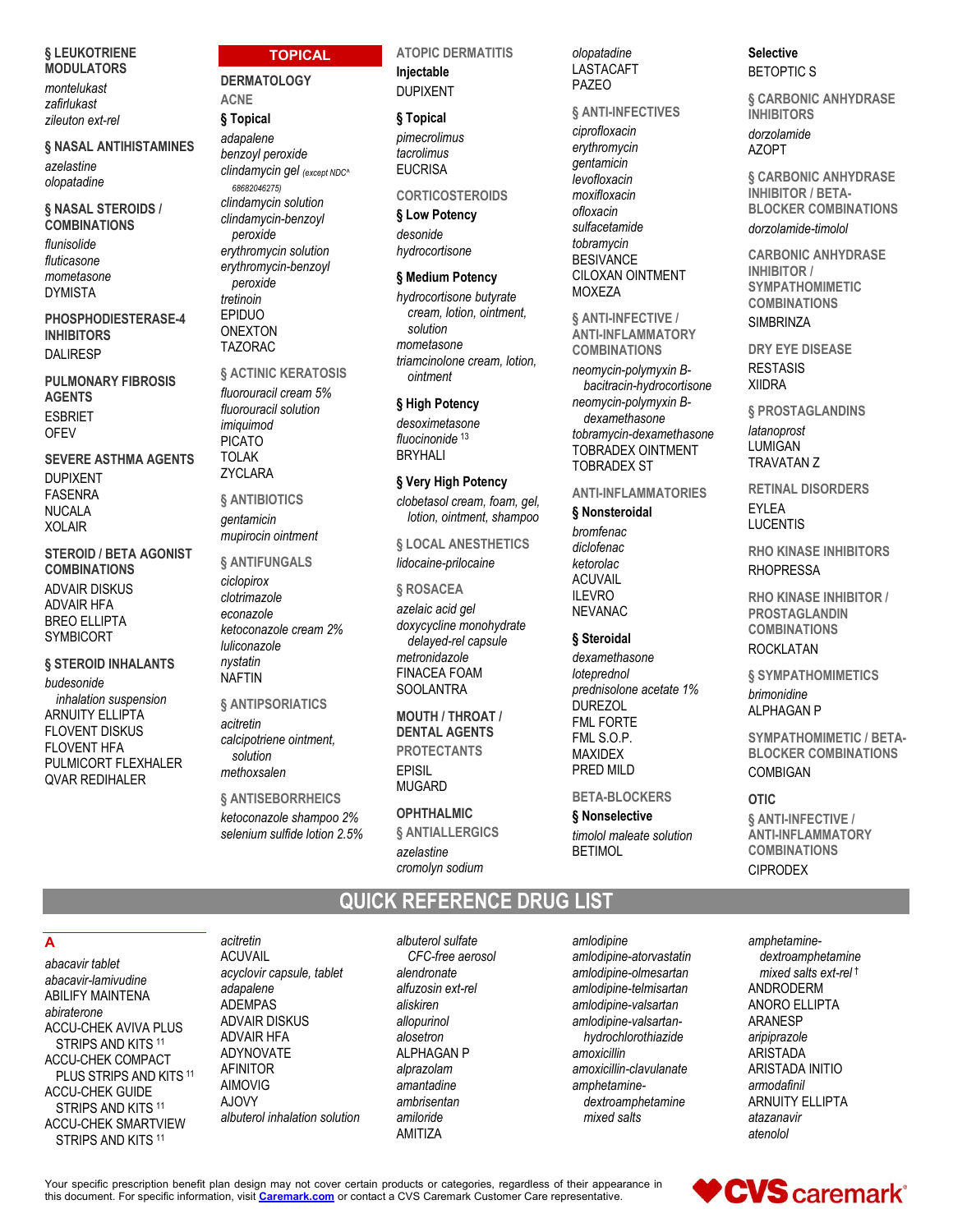### § LEUKOTRIENE MODULATORS

*montelukast*
*zafirlukast*
*zileuton ext-rel*

### § NASAL ANTIHISTAMINES

*azelastine*
*olopatadine*

### § NASAL STEROIDS / COMBINATIONS

*flunisolide*
*fluticasone*
*mometasone*
DYMISTA

### PHOSPHODIESTERASE-4 INHIBITORS

DALIRESP

### PULMONARY FIBROSIS AGENTS

ESBRIET
OFEV

### SEVERE ASTHMA AGENTS

DUPIXENT
FASENRA
NUCALA
XOLAIR

### STEROID / BETA AGONIST COMBINATIONS

ADVAIR DISKUS
ADVAIR HFA
BREO ELLIPTA
SYMBICORT

### § STEROID INHALANTS

*budesonide inhalation suspension*
ARNUITY ELLIPTA
FLOVENT DISKUS
FLOVENT HFA
PULMICORT FLEXHALER
QVAR REDIHALER

## TOPICAL

### DERMATOLOGY

### ACNE

#### § Topical

*adapalene*
*benzoyl peroxide*
*clindamycin gel (except NDC^ 68682046275)*
*clindamycin solution*
*clindamycin-benzoyl peroxide*
*erythromycin solution*
*erythromycin-benzoyl peroxide*
*tretinoin*
EPIDUO
ONEXTON
TAZORAC

### § ACTINIC KERATOSIS

*fluorouracil cream 5%*
*fluorouracil solution*
*imiquimod*
PICATO
TOLAK
ZYCLARA

### § ANTIBIOTICS

*gentamicin*
*mupirocin ointment*

### § ANTIFUNGALS

*ciclopirox*
*clotrimazole*
*econazole*
*ketoconazole cream 2%*
*luliconazole*
*nystatin*
NAFTIN

### § ANTIPSORIATICS

*acitretin*
*calcipotriene ointment, solution*
*methoxsalen*

### § ANTISEBORRHEICS

*ketoconazole shampoo 2%*
*selenium sulfide lotion 2.5%*

### ATOPIC DERMATITIS

#### Injectable

DUPIXENT

#### § Topical

*pimecrolimus*
*tacrolimus*
EUCRISA

### CORTICOSTEROIDS

#### § Low Potency

*desonide*
*hydrocortisone*

#### § Medium Potency

*hydrocortisone butyrate cream, lotion, ointment, solution*
*mometasone*
*triamcinolone cream, lotion, ointment*

#### § High Potency

*desoximetasone*
*fluocinonide* [13]
BRYHALI

#### § Very High Potency

*clobetasol cream, foam, gel, lotion, ointment, shampoo*

### § LOCAL ANESTHETICS

*lidocaine-prilocaine*

### § ROSACEA

*azelaic acid gel*
*doxycycline monohydrate delayed-rel capsule*
*metronidazole*
FINACEA FOAM
SOOLANTRA

### MOUTH / THROAT / DENTAL AGENTS

### PROTECTANTS

EPISIL
MUGARD

### OPHTHALMIC

### § ANTIALLERGICS

*azelastine*
*cromolyn sodium*
*olopatadine*
LASTACAFT
PAZEO

### § ANTI-INFECTIVES

*ciprofloxacin*
*erythromycin*
*gentamicin*
*levofloxacin*
*moxifloxacin*
*ofloxacin*
*sulfacetamide*
*tobramycin*
BESIVANCE
CILOXAN OINTMENT
MOXEZA

### § ANTI-INFECTIVE / ANTI-INFLAMMATORY COMBINATIONS

*neomycin-polymyxin B-bacitracin-hydrocortisone*
*neomycin-polymyxin B-dexamethasone*
*tobramycin-dexamethasone*
TOBRADEX OINTMENT
TOBRADEX ST

### ANTI-INFLAMMATORIES

#### § Nonsteroidal

*bromfenac*
*diclofenac*
*ketorolac*
ACUVAIL
ILEVRO
NEVANAC

#### § Steroidal

*dexamethasone*
*loteprednol*
*prednisolone acetate 1%*
DUREZOL
FML FORTE
FML S.O.P.
MAXIDEX
PRED MILD

### BETA-BLOCKERS

#### § Nonselective

*timolol maleate solution*
BETIMOL

#### Selective

BETOPTIC S

### § CARBONIC ANHYDRASE INHIBITORS

*dorzolamide*
AZOPT

### § CARBONIC ANHYDRASE INHIBITOR / BETA-BLOCKER COMBINATIONS

*dorzolamide-timolol*

### CARBONIC ANHYDRASE INHIBITOR / SYMPATHOMIMETIC COMBINATIONS

SIMBRINZA

### DRY EYE DISEASE

RESTASIS
XIIDRA

### § PROSTAGLANDINS

*latanoprost*
LUMIGAN
TRAVATAN Z

### RETINAL DISORDERS

EYLEA
LUCENTIS

### RHO KINASE INHIBITORS

RHOPRESSA

### RHO KINASE INHIBITOR / PROSTAGLANDIN COMBINATIONS

ROCKLATAN

### § SYMPATHOMIMETICS

*brimonidine*
ALPHAGAN P

### SYMPATHOMIMETIC / BETA-BLOCKER COMBINATIONS

COMBIGAN

### OTIC

### § ANTI-INFECTIVE / ANTI-INFLAMMATORY COMBINATIONS

CIPRODEX

# QUICK REFERENCE DRUG LIST

## A

*abacavir tablet*
*abacavir-lamivudine*
ABILIFY MAINTENA
*abiraterone*
ACCU-CHEK AVIVA PLUS STRIPS AND KITS [11]
ACCU-CHEK COMPACT PLUS STRIPS AND KITS [11]
ACCU-CHEK GUIDE STRIPS AND KITS [11]
ACCU-CHEK SMARTVIEW STRIPS AND KITS [11]
*acitretin*
ACUVAIL
*acyclovir capsule, tablet*
*adapalene*
ADEMPAS
ADVAIR DISKUS
ADVAIR HFA
ADYNOVATE
AFINITOR
AIMOVIG
AJOVY
*albuterol inhalation solution*
*albuterol sulfate CFC-free aerosol*
*alendronate*
*alfuzosin ext-rel*
*aliskiren*
*allopurinol*
*alosetron*
ALPHAGAN P
*alprazolam*
*amantadine*
*ambrisentan*
*amiloride*
AMITIZA
*amlodipine*
*amlodipine-atorvastatin*
*amlodipine-olmesartan*
*amlodipine-telmisartan*
*amlodipine-valsartan*
*amlodipine-valsartan-hydrochlorothiazide*
*amoxicillin*
*amoxicillin-clavulanate*
*amphetamine-dextroamphetamine mixed salts*
*amphetamine-dextroamphetamine mixed salts ext-rel* †
ANDRODERM
ANORO ELLIPTA
ARANESP
*aripiprazole*
ARISTADA
ARISTADA INITIO
*armodafinil*
ARNUITY ELLIPTA
*atazanavir*
*atenolol*

Your specific prescription benefit plan design may not cover certain products or categories, regardless of their appearance in this document. For specific information, visit Caremark.com or contact a CVS Caremark Customer Care representative.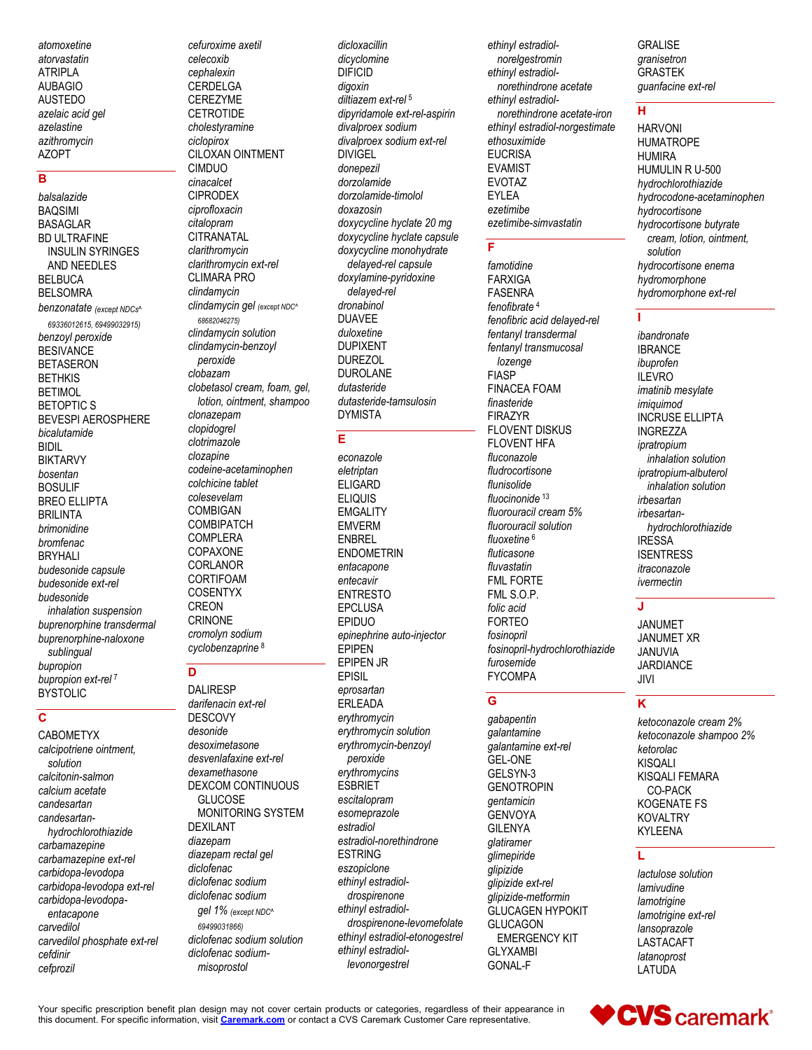*atomoxetine*
*atorvastatin*
ATRIPLA
AUBAGIO
AUSTEDO
*azelaic acid gel*
*azelastine*
*azithromycin*
AZOPT

## B

*balsalazide*
BAQSIMI
BASAGLAR
BD ULTRAFINE INSULIN SYRINGES AND NEEDLES
BELBUCA
BELSOMRA
*benzonatate* (except NDCs^ 69336012615, 69499032915)
*benzoyl peroxide*
BESIVANCE
BETASERON
BETHKIS
BETIMOL
BETOPTIC S
BEVESPI AEROSPHERE
*bicalutamide*
BIDIL
BIKTARVY
*bosentan*
BOSULIF
BREO ELLIPTA
BRILINTA
*brimonidine*
*bromfenac*
BRYHALI
*budesonide capsule*
*budesonide ext-rel*
*budesonide inhalation suspension*
*buprenorphine transdermal*
*buprenorphine-naloxone sublingual*
*bupropion*
*bupropion ext-rel* [7]
BYSTOLIC

## C

CABOMETYX
*calcipotriene ointment, solution*
*calcitonin-salmon*
*calcium acetate*
*candesartan*
*candesartan-hydrochlorothiazide*
*carbamazepine*
*carbamazepine ext-rel*
*carbidopa-levodopa*
*carbidopa-levodopa ext-rel*
*carbidopa-levodopa-entacapone*
*carvedilol*
*carvedilol phosphate ext-rel*
*cefdinir*
*cefprozil*
*cefuroxime axetil*
*celecoxib*
*cephalexin*
CERDELGA
CEREZYME
CETROTIDE
*cholestyramine*
*ciclopirox*
CILOXAN OINTMENT
CIMDUO
*cinacalcet*
CIPRODEX
*ciprofloxacin*
*citalopram*
CITRANATAL
*clarithromycin*
*clarithromycin ext-rel*
CLIMARA PRO
*clindamycin*
*clindamycin gel* (except NDC^ 68682046275)
*clindamycin solution*
*clindamycin-benzoyl peroxide*
*clobazam*
*clobetasol cream, foam, gel, lotion, ointment, shampoo*
*clonazepam*
*clopidogrel*
*clotrimazole*
*clozapine*
*codeine-acetaminophen*
*colchicine tablet*
*colesevelam*
COMBIGAN
COMBIPATCH
COMPLERA
COPAXONE
CORLANOR
CORTIFOAM
COSENTYX
CREON
CRINONE
*cromolyn sodium*
*cyclobenzaprine* [8]

## D

DALIRESP
*darifenacin ext-rel*
DESCOVY
*desonide*
*desoximetasone*
*desvenlafaxine ext-rel*
*dexamethasone*
DEXCOM CONTINUOUS GLUCOSE MONITORING SYSTEM
DEXILANT
*diazepam*
*diazepam rectal gel*
*diclofenac*
*diclofenac sodium*
*diclofenac sodium gel 1%* (except NDC^ 69499031866)
*diclofenac sodium solution*
*diclofenac sodium-misoprostol*
*dicloxacillin*
*dicyclomine*
DIFICID
*digoxin*
*diltiazem ext-rel* [5]
*dipyridamole ext-rel-aspirin*
*divalproex sodium*
*divalproex sodium ext-rel*
DIVIGEL
*donepezil*
*dorzolamide*
*dorzolamide-timolol*
*doxazosin*
*doxycycline hyclate 20 mg*
*doxycycline hyclate capsule*
*doxycycline monohydrate delayed-rel capsule*
*doxylamine-pyridoxine delayed-rel*
*dronabinol*
DUAVEE
*duloxetine*
DUPIXENT
DUREZOL
DUROLANE
*dutasteride*
*dutasteride-tamsulosin*
DYMISTA

## E

*econazole*
*eletriptan*
ELIGARD
ELIQUIS
EMGALITY
EMVERM
ENBREL
ENDOMETRIN
*entacapone*
*entecavir*
ENTRESTO
EPCLUSA
EPIDUO
*epinephrine auto-injector*
EPIPEN
EPIPEN JR
EPISIL
*eprosartan*
ERLEADA
*erythromycin*
*erythromycin solution*
*erythromycin-benzoyl peroxide*
*erythromycins*
ESBRIET
*escitalopram*
*esomeprazole*
*estradiol*
*estradiol-norethindrone*
ESTRING
*eszopiclone*
*ethinyl estradiol-drospirenone*
*ethinyl estradiol-drospirenone-levomefolate*
*ethinyl estradiol-etonogestrel*
*ethinyl estradiol-levonorgestrel*
*ethinyl estradiol-norelgestromin*
*ethinyl estradiol-norethindrone acetate*
*ethinyl estradiol-norethindrone acetate-iron*
*ethinyl estradiol-norgestimate*
*ethosuximide*
EUCRISA
EVAMIST
EVOTAZ
EYLEA
*ezetimibe*
*ezetimibe-simvastatin*

## F

*famotidine*
FARXIGA
FASENRA
*fenofibrate* [4]
*fenofibric acid delayed-rel*
*fentanyl transdermal*
*fentanyl transmucosal lozenge*
FIASP
FINACEA FOAM
*finasteride*
FIRAZYR
FLOVENT DISKUS
FLOVENT HFA
*fluconazole*
*fludrocortisone*
*flunisolide*
*fluocinonide* [13]
*fluorouracil cream 5%*
*fluorouracil solution*
*fluoxetine* [6]
*fluticasone*
*fluvastatin*
FML FORTE
FML S.O.P.
*folic acid*
FORTEO
*fosinopril*
*fosinopril-hydrochlorothiazide*
*furosemide*
FYCOMPA

## G

*gabapentin*
*galantamine*
*galantamine ext-rel*
GEL-ONE
GELSYN-3
GENOTROPIN
*gentamicin*
GENVOYA
GILENYA
*glatiramer*
*glimepiride*
*glipizide*
*glipizide ext-rel*
*glipizide-metformin*
GLUCAGEN HYPOKIT
GLUCAGON EMERGENCY KIT
GLYXAMBI
GONAL-F
GRALISE
*granisetron*
GRASTEK
*guanfacine ext-rel*

## H

HARVONI
HUMATROPE
HUMIRA
HUMULIN R U-500
*hydrochlorothiazide*
*hydrocodone-acetaminophen*
*hydrocortisone*
*hydrocortisone butyrate cream, lotion, ointment, solution*
*hydrocortisone enema*
*hydromorphone*
*hydromorphone ext-rel*

## I

*ibandronate*
IBRANCE
*ibuprofen*
ILEVRO
*imatinib mesylate*
*imiquimod*
INCRUSE ELLIPTA
INGREZZA
*ipratropium inhalation solution*
*ipratropium-albuterol inhalation solution*
*irbesartan*
*irbesartan-hydrochlorothiazide*
IRESSA
ISENTRESS
*itraconazole*
*ivermectin*

## J

JANUMET
JANUMET XR
JANUVIA
JARDIANCE
JIVI

## K

*ketoconazole cream 2%*
*ketoconazole shampoo 2%*
*ketorolac*
KISQALI
KISQALI FEMARA CO-PACK
KOGENATE FS
KOVALTRY
KYLEENA

## L

*lactulose solution*
*lamivudine*
*lamotrigine*
*lamotrigine ext-rel*
*lansoprazole*
LASTACAFT
*latanoprost*
LATUDA

Your specific prescription benefit plan design may not cover certain products or categories, regardless of their appearance in this document. For specific information, visit **Caremark.com** or contact a CVS Caremark Customer Care representative.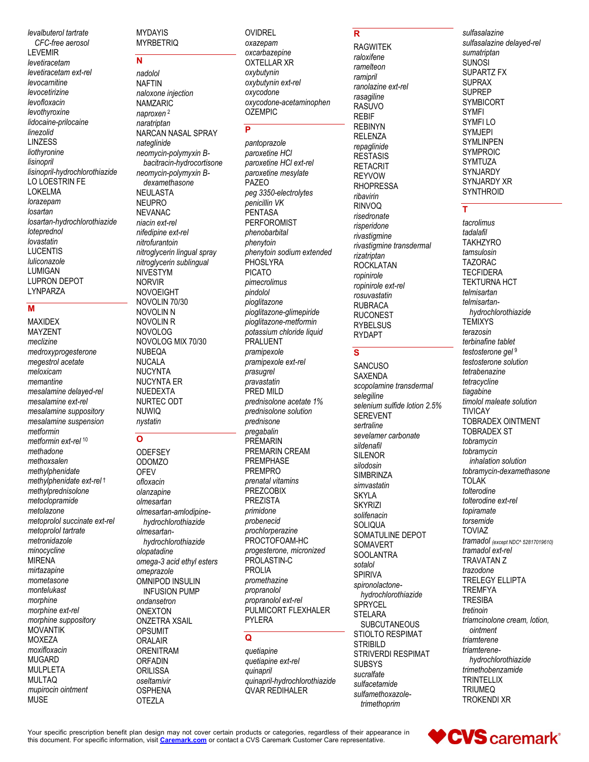*levalbuterol tartrate CFC-free aerosol*
LEVEMIR
*levetiracetam*
*levetiracetam ext-rel*
*levocarnitine*
*levocetirizine*
*levofloxacin*
*levothyroxine*
*lidocaine-prilocaine*
*linezolid*
LINZESS
*liothyronine*
*lisinopril*
*lisinopril-hydrochlorothiazide*
LO LOESTRIN FE
LOKELMA
*lorazepam*
*losartan*
*losartan-hydrochlorothiazide*
*loteprednol*
*lovastatin*
LUCENTIS
*luliconazole*
LUMIGAN
LUPRON DEPOT
LYNPARZA

## M

MAXIDEX
MAYZENT
*meclizine*
*medroxyprogesterone*
*megestrol acetate*
*meloxicam*
*memantine*
*mesalamine delayed-rel*
*mesalamine ext-rel*
*mesalamine suppository*
*mesalamine suspension*
*metformin*
*metformin ext-rel* [10]
*methadone*
*methoxsalen*
*methylphenidate*
*methylphenidate ext-rel* †
*methylprednisolone*
*metoclopramide*
*metolazone*
*metoprolol succinate ext-rel*
*metoprolol tartrate*
*metronidazole*
*minocycline*
MIRENA
*mirtazapine*
*mometasone*
*montelukast*
*morphine*
*morphine ext-rel*
*morphine suppository*
MOVANTIK
MOXEZA
*moxifloxacin*
MUGARD
MULPLETA
MULTAQ
*mupirocin ointment*
MUSE
MYDAYIS
MYRBETRIQ

## N

*nadolol*
NAFTIN
*naloxone injection*
NAMZARIC
*naproxen* [2]
*naratriptan*
NARCAN NASAL SPRAY
*nateglinide*
*neomycin-polymyxin B-bacitracin-hydrocortisone*
*neomycin-polymyxin B-dexamethasone*
NEULASTA
NEUPRO
NEVANAC
*niacin ext-rel*
*nifedipine ext-rel*
*nitrofurantoin*
*nitroglycerin lingual spray*
*nitroglycerin sublingual*
NIVESTYM
NORVIR
NOVOEIGHT
NOVOLIN 70/30
NOVOLIN N
NOVOLIN R
NOVOLOG
NOVOLOG MIX 70/30
NUBEQA
NUCALA
NUCYNTA
NUCYNTA ER
NUEDEXTA
NURTEC ODT
NUWIQ
*nystatin*

## O

ODEFSEY
ODOMZO
OFEV
*ofloxacin*
*olanzapine*
*olmesartan*
*olmesartan-amlodipine-hydrochlorothiazide*
*olmesartan-hydrochlorothiazide*
*olopatadine*
*omega-3 acid ethyl esters*
*omeprazole*
OMNIPOD INSULIN INFUSION PUMP
*ondansetron*
ONEXTON
ONZETRA XSAIL
OPSUMIT
ORALAIR
ORENITRAM
ORFADIN
ORILISSA
*oseltamivir*
OSPHENA
OTEZLA
OVIDREL
*oxazepam*
*oxcarbazepine*
OXTELLAR XR
*oxybutynin*
*oxybutynin ext-rel*
*oxycodone*
*oxycodone-acetaminophen*
OZEMPIC

## P

*pantoprazole*
*paroxetine HCl*
*paroxetine HCl ext-rel*
*paroxetine mesylate*
PAZEO
*peg 3350-electrolytes*
*penicillin VK*
PENTASA
PERFOROMIST
*phenobarbital*
*phenytoin*
*phenytoin sodium extended*
PHOSLYRA
PICATO
*pimecrolimus*
*pindolol*
*pioglitazone*
*pioglitazone-glimepiride*
*pioglitazone-metformin*
*potassium chloride liquid*
PRALUENT
*pramipexole*
*pramipexole ext-rel*
*prasugrel*
*pravastatin*
PRED MILD
*prednisolone acetate 1%*
*prednisolone solution*
*prednisone*
*pregabalin*
PREMARIN
PREMARIN CREAM
PREMPHASE
PREMPRO
*prenatal vitamins*
PREZCOBIX
PREZISTA
*primidone*
*probenecid*
*prochlorperazine*
PROCTOFOAM-HC
*progesterone, micronized*
PROLASTIN-C
PROLIA
*promethazine*
*propranolol*
*propranolol ext-rel*
PULMICORT FLEXHALER
PYLERA

## Q

*quetiapine*
*quetiapine ext-rel*
*quinapril*
*quinapril-hydrochlorothiazide*
QVAR REDIHALER

## R

RAGWITEK
*raloxifene*
*ramelteon*
*ramipril*
*ranolazine ext-rel*
*rasagiline*
RASUVO
REBIF
REBINYN
RELENZA
*repaglinide*
RESTASIS
RETACRIT
REYVOW
RHOPRESSA
*ribavirin*
RINVOQ
*risedronate*
*risperidone*
*rivastigmine*
*rivastigmine transdermal*
*rizatriptan*
ROCKLATAN
*ropinirole*
*ropinirole ext-rel*
*rosuvastatin*
RUBRACA
RUCONEST
RYBELSUS
RYDAPT

## S

SANCUSO
SAXENDA
*scopolamine transdermal*
*selegiline*
*selenium sulfide lotion 2.5%*
SEREVENT
*sertraline*
*sevelamer carbonate*
*sildenafil*
SILENOR
*silodosin*
SIMBRINZA
*simvastatin*
SKYLA
SKYRIZI
*solifenacin*
SOLIQUA
SOMATULINE DEPOT
SOMAVERT
SOOLANTRA
*sotalol*
SPIRIVA
*spironolactone-hydrochlorothiazide*
SPRYCEL
STELARA SUBCUTANEOUS
STIOLTO RESPIMAT
STRIBILD
STRIVERDI RESPIMAT
SUBSYS
*sucralfate*
*sulfacetamide*
*sulfamethoxazole-trimethoprim*
*sulfasalazine*
*sulfasalazine delayed-rel*
*sumatriptan*
SUNOSI
SUPARTZ FX
SUPRAX
SUPREP
SYMBICORT
SYMFI
SYMFI LO
SYMJEPI
SYMLINPEN
SYMPROIC
SYMTUZA
SYNJARDY
SYNJARDY XR
SYNTHROID

## T

*tacrolimus*
*tadalafil*
TAKHZYRO
*tamsulosin*
TAZORAC
TECFIDERA
TEKTURNA HCT
*telmisartan*
*telmisartan-hydrochlorothiazide*
TEMIXYS
*terazosin*
*terbinafine tablet*
*testosterone gel* [9]
*testosterone solution*
*tetrabenazine*
*tetracycline*
*tiagabine*
*timolol maleate solution*
TIVICAY
TOBRADEX OINTMENT
TOBRADEX ST
*tobramycin*
*tobramycin inhalation solution*
*tobramycin-dexamethasone*
TOLAK
*tolterodine*
*tolterodine ext-rel*
*topiramate*
*torsemide*
TOVIAZ
*tramadol (except NDC^ 52817019610)*
*tramadol ext-rel*
TRAVATAN Z
*trazodone*
TRELEGY ELLIPTA
TREMFYA
TRESIBA
*tretinoin*
*triamcinolone cream, lotion, ointment*
*triamterene*
*triamterene-hydrochlorothiazide*
*trimethobenzamide*
TRINTELLIX
TRIUMEQ
TROKENDI XR

Your specific prescription benefit plan design may not cover certain products or categories, regardless of their appearance in this document. For specific information, visit **Caremark.com** or contact a CVS Caremark Customer Care representative.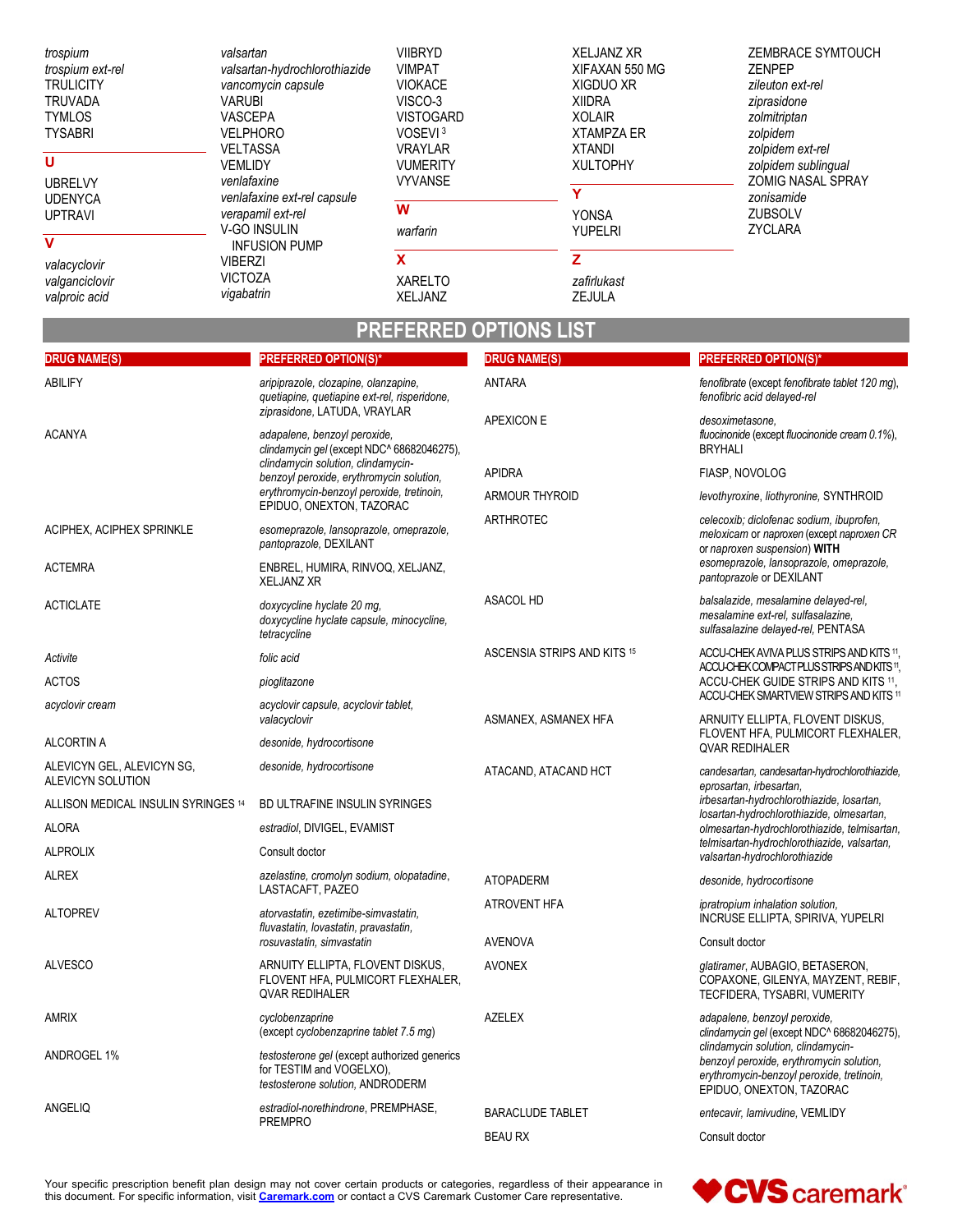*trospium*
*trospium ext-rel*
TRULICITY
TRUVADA
TYMLOS
TYSABRI

**U**

UBRELVY
UDENYCA
UPTRAVI

**V**

*valacyclovir*
*valganciclovir*
*valproic acid*
*valsartan*
*valsartan-hydrochlorothiazide*
*vancomycin capsule*
VARUBI
VASCEPA
VELPHORO
VELTASSA
VEMLIDY
*venlafaxine*
*venlafaxine ext-rel capsule*
*verapamil ext-rel*
V-GO INSULIN INFUSION PUMP
VIBERZI
VICTOZA
*vigabatrin*
VIIBRYD
VIMPAT
VIOKACE
VISCO-3
VISTOGARD
VOSEVI [3]
VRAYLAR
VUMERITY
VYVANSE

**W**

*warfarin*

**X**

XARELTO
XELJANZ
XELJANZ XR
XIFAXAN 550 MG
XIGDUO XR
XIIDRA
XOLAIR
XTAMPZA ER
XTANDI
XULTOPHY

**Y**

YONSA
YUPELRI

**Z**

*zafirlukast*
ZEJULA
ZEMBRACE SYMTOUCH
ZENPEP
*zileuton ext-rel*
*ziprasidone*
*zolmitriptan*
*zolpidem*
*zolpidem ext-rel*
*zolpidem sublingual*
ZOMIG NASAL SPRAY
*zonisamide*
ZUBSOLV
ZYCLARA

# PREFERRED OPTIONS LIST

| DRUG NAME(S) | PREFERRED OPTION(S)* |
|---|---|
| ABILIFY | *aripiprazole, clozapine, olanzapine, quetiapine, quetiapine ext-rel, risperidone, ziprasidone,* LATUDA, VRAYLAR |
| ACANYA | *adapalene, benzoyl peroxide, clindamycin gel* (except NDC^ 68682046275), *clindamycin solution, clindamycin-benzoyl peroxide, erythromycin solution, erythromycin-benzoyl peroxide, tretinoin,* EPIDUO, ONEXTON, TAZORAC |
| ACIPHEX, ACIPHEX SPRINKLE | *esomeprazole, lansoprazole, omeprazole, pantoprazole,* DEXILANT |
| ACTEMRA | ENBREL, HUMIRA, RINVOQ, XELJANZ, XELJANZ XR |
| ACTICLATE | *doxycycline hyclate 20 mg, doxycycline hyclate capsule, minocycline, tetracycline* |
| *Activite* | *folic acid* |
| ACTOS | *pioglitazone* |
| *acyclovir cream* | *acyclovir capsule, acyclovir tablet, valacyclovir* |
| ALCORTIN A | *desonide, hydrocortisone* |
| ALEVICYN GEL, ALEVICYN SG, ALEVICYN SOLUTION | *desonide, hydrocortisone* |
| ALLISON MEDICAL INSULIN SYRINGES [14] | BD ULTRAFINE INSULIN SYRINGES |
| ALORA | *estradiol,* DIVIGEL, EVAMIST |
| ALPROLIX | Consult doctor |
| ALREX | *azelastine, cromolyn sodium, olopatadine,* LASTACAFT, PAZEO |
| ALTOPREV | *atorvastatin, ezetimibe-simvastatin, fluvastatin, lovastatin, pravastatin, rosuvastatin, simvastatin* |
| ALVESCO | ARNUITY ELLIPTA, FLOVENT DISKUS, FLOVENT HFA, PULMICORT FLEXHALER, QVAR REDIHALER |
| AMRIX | *cyclobenzaprine* (except *cyclobenzaprine tablet 7.5 mg*) |
| ANDROGEL 1% | *testosterone gel* (except authorized generics for TESTIM and VOGELXO), *testosterone solution,* ANDRODERM |
| ANGELIQ | *estradiol-norethindrone,* PREMPHASE, PREMPRO |
| ANTARA | *fenofibrate* (except *fenofibrate tablet 120 mg*), *fenofibric acid delayed-rel* |
| APEXICON E | *desoximetasone, fluocinonide* (except *fluocinonide cream 0.1%*), BRYHALI |
| APIDRA | FIASP, NOVOLOG |
| ARMOUR THYROID | *levothyroxine, liothyronine,* SYNTHROID |
| ARTHROTEC | *celecoxib; diclofenac sodium, ibuprofen, meloxicam* or *naproxen* (except *naproxen CR* or *naproxen suspension*) **WITH** *esomeprazole, lansoprazole, omeprazole, pantoprazole* or DEXILANT |
| ASACOL HD | *balsalazide, mesalamine delayed-rel, mesalamine ext-rel, sulfasalazine, sulfasalazine delayed-rel,* PENTASA |
| ASCENSIA STRIPS AND KITS [15] | ACCU-CHEK AVIVA PLUS STRIPS AND KITS [11], ACCU-CHEK COMPACT PLUS STRIPS AND KITS [11], ACCU-CHEK GUIDE STRIPS AND KITS [11], ACCU-CHEK SMARTVIEW STRIPS AND KITS [11] |
| ASMANEX, ASMANEX HFA | ARNUITY ELLIPTA, FLOVENT DISKUS, FLOVENT HFA, PULMICORT FLEXHALER, QVAR REDIHALER |
| ATACAND, ATACAND HCT | *candesartan, candesartan-hydrochlorothiazide, eprosartan, irbesartan, irbesartan-hydrochlorothiazide, losartan, losartan-hydrochlorothiazide, olmesartan, olmesartan-hydrochlorothiazide, telmisartan, telmisartan-hydrochlorothiazide, valsartan, valsartan-hydrochlorothiazide* |
| ATOPADERM | *desonide, hydrocortisone* |
| ATROVENT HFA | *ipratropium inhalation solution,* INCRUSE ELLIPTA, SPIRIVA, YUPELRI |
| AVENOVA | Consult doctor |
| AVONEX | *glatiramer,* AUBAGIO, BETASERON, COPAXONE, GILENYA, MAYZENT, REBIF, TECFIDERA, TYSABRI, VUMERITY |
| AZELEX | *adapalene, benzoyl peroxide, clindamycin gel* (except NDC^ 68682046275), *clindamycin solution, clindamycin-benzoyl peroxide, erythromycin solution, erythromycin-benzoyl peroxide, tretinoin,* EPIDUO, ONEXTON, TAZORAC |
| BARACLUDE TABLET | *entecavir, lamivudine,* VEMLIDY |
| BEAU RX | Consult doctor |

Your specific prescription benefit plan design may not cover certain products or categories, regardless of their appearance in this document. For specific information, visit **Caremark.com** or contact a CVS Caremark Customer Care representative.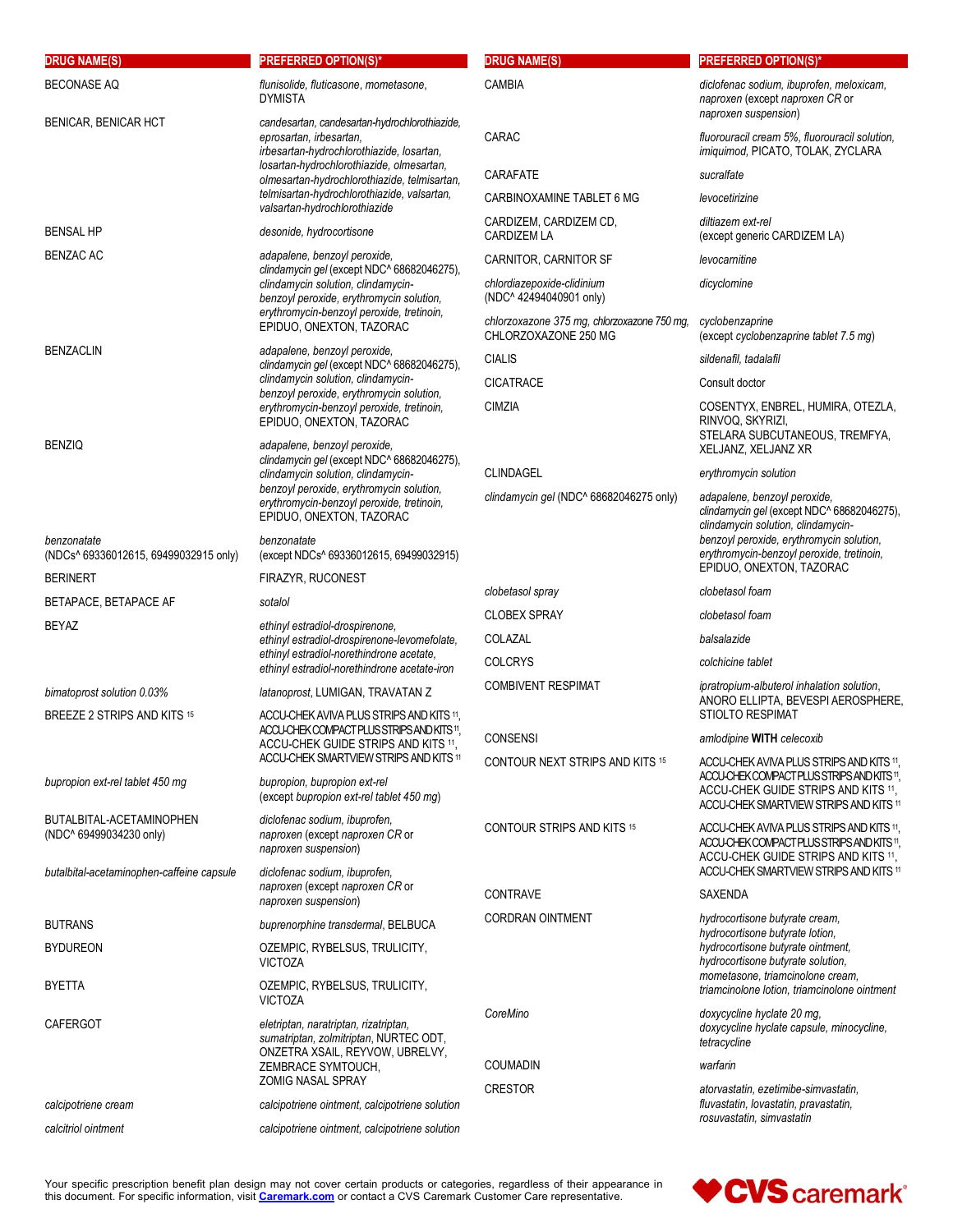| DRUG NAME(S) | PREFERRED OPTION(S)* |
|---|---|
| BECONASE AQ | *flunisolide, fluticasone, mometasone*, DYMISTA |
| BENICAR, BENICAR HCT | *candesartan, candesartan-hydrochlorothiazide, eprosartan, irbesartan, irbesartan-hydrochlorothiazide, losartan, losartan-hydrochlorothiazide, olmesartan, olmesartan-hydrochlorothiazide, telmisartan, telmisartan-hydrochlorothiazide, valsartan, valsartan-hydrochlorothiazide* |
| BENSAL HP | *desonide, hydrocortisone* |
| BENZAC AC | *adapalene, benzoyl peroxide, clindamycin gel* (except NDC^ 68682046275), *clindamycin solution, clindamycin-benzoyl peroxide, erythromycin solution, erythromycin-benzoyl peroxide, tretinoin*, EPIDUO, ONEXTON, TAZORAC |
| BENZACLIN | *adapalene, benzoyl peroxide, clindamycin gel* (except NDC^ 68682046275), *clindamycin solution, clindamycin-benzoyl peroxide, erythromycin solution, erythromycin-benzoyl peroxide, tretinoin*, EPIDUO, ONEXTON, TAZORAC |
| BENZIQ | *adapalene, benzoyl peroxide, clindamycin gel* (except NDC^ 68682046275), *clindamycin solution, clindamycin-benzoyl peroxide, erythromycin solution, erythromycin-benzoyl peroxide, tretinoin*, EPIDUO, ONEXTON, TAZORAC |
| *benzonatate* (NDCs^ 69336012615, 69499032915 only) | *benzonatate* (except NDCs^ 69336012615, 69499032915) |
| BERINERT | FIRAZYR, RUCONEST |
| BETAPACE, BETAPACE AF | *sotalol* |
| BEYAZ | *ethinyl estradiol-drospirenone, ethinyl estradiol-drospirenone-levomefolate, ethinyl estradiol-norethindrone acetate, ethinyl estradiol-norethindrone acetate-iron* |
| *bimatoprost solution 0.03%* | *latanoprost*, LUMIGAN, TRAVATAN Z |
| BREEZE 2 STRIPS AND KITS [15] | ACCU-CHEK AVIVA PLUS STRIPS AND KITS [11], ACCU-CHEK COMPACT PLUS STRIPS AND KITS [11], ACCU-CHEK GUIDE STRIPS AND KITS [11], ACCU-CHEK SMARTVIEW STRIPS AND KITS [11] |
| *bupropion ext-rel tablet 450 mg* | *bupropion, bupropion ext-rel* (except *bupropion ext-rel tablet 450 mg*) |
| BUTALBITAL-ACETAMINOPHEN (NDC^ 69499034230 only) | *diclofenac sodium, ibuprofen, naproxen* (except *naproxen CR* or *naproxen suspension*) |
| *butalbital-acetaminophen-caffeine capsule* | *diclofenac sodium, ibuprofen, naproxen* (except *naproxen CR* or *naproxen suspension*) |
| BUTRANS | *buprenorphine transdermal*, BELBUCA |
| BYDUREON | OZEMPIC, RYBELSUS, TRULICITY, VICTOZA |
| BYETTA | OZEMPIC, RYBELSUS, TRULICITY, VICTOZA |
| CAFERGOT | *eletriptan, naratriptan, rizatriptan, sumatriptan, zolmitriptan*, NURTEC ODT, ONZETRA XSAIL, REYVOW, UBRELVY, ZEMBRACE SYMTOUCH, ZOMIG NASAL SPRAY |
| *calcipotriene cream* | *calcipotriene ointment, calcipotriene solution* |
| *calcitriol ointment* | *calcipotriene ointment, calcipotriene solution* |
| CAMBIA | *diclofenac sodium, ibuprofen, meloxicam, naproxen* (except *naproxen CR* or *naproxen suspension*) |
| CARAC | *fluorouracil cream 5%, fluorouracil solution, imiquimod*, PICATO, TOLAK, ZYCLARA |
| CARAFATE | *sucralfate* |
| CARBINOXAMINE TABLET 6 MG | *levocetirizine* |
| CARDIZEM, CARDIZEM CD, CARDIZEM LA | *diltiazem ext-rel* (except generic CARDIZEM LA) |
| CARNITOR, CARNITOR SF | *levocarnitine* |
| *chlordiazepoxide-clidinium* (NDC^ 42494040901 only) | *dicyclomine* |
| *chlorzoxazone 375 mg, chlorzoxazone 750 mg*, CHLORZOXAZONE 250 MG | *cyclobenzaprine* (except *cyclobenzaprine tablet 7.5 mg*) |
| CIALIS | *sildenafil, tadalafil* |
| CICATRACE | Consult doctor |
| CIMZIA | COSENTYX, ENBREL, HUMIRA, OTEZLA, RINVOQ, SKYRIZI, STELARA SUBCUTANEOUS, TREMFYA, XELJANZ, XELJANZ XR |
| CLINDAGEL | *erythromycin solution* |
| *clindamycin gel* (NDC^ 68682046275 only) | *adapalene, benzoyl peroxide, clindamycin gel* (except NDC^ 68682046275), *clindamycin solution, clindamycin-benzoyl peroxide, erythromycin solution, erythromycin-benzoyl peroxide, tretinoin*, EPIDUO, ONEXTON, TAZORAC |
| *clobetasol spray* | *clobetasol foam* |
| CLOBEX SPRAY | *clobetasol foam* |
| COLAZAL | *balsalazide* |
| COLCRYS | *colchicine tablet* |
| COMBIVENT RESPIMAT | *ipratropium-albuterol inhalation solution*, ANORO ELLIPTA, BEVESPI AEROSPHERE, STIOLTO RESPIMAT |
| CONSENSI | *amlodipine* **WITH** *celecoxib* |
| CONTOUR NEXT STRIPS AND KITS [15] | ACCU-CHEK AVIVA PLUS STRIPS AND KITS [11], ACCU-CHEK COMPACT PLUS STRIPS AND KITS [11], ACCU-CHEK GUIDE STRIPS AND KITS [11], ACCU-CHEK SMARTVIEW STRIPS AND KITS [11] |
| CONTOUR STRIPS AND KITS [15] | ACCU-CHEK AVIVA PLUS STRIPS AND KITS [11], ACCU-CHEK COMPACT PLUS STRIPS AND KITS [11], ACCU-CHEK GUIDE STRIPS AND KITS [11], ACCU-CHEK SMARTVIEW STRIPS AND KITS [11] |
| CONTRAVE | SAXENDA |
| CORDRAN OINTMENT | *hydrocortisone butyrate cream, hydrocortisone butyrate lotion, hydrocortisone butyrate ointment, hydrocortisone butyrate solution, mometasone, triamcinolone cream, triamcinolone lotion, triamcinolone ointment* |
| *CoreMino* | *doxycycline hyclate 20 mg, doxycycline hyclate capsule, minocycline, tetracycline* |
| COUMADIN | *warfarin* |
| CRESTOR | *atorvastatin, ezetimibe-simvastatin, fluvastatin, lovastatin, pravastatin, rosuvastatin, simvastatin* |

Your specific prescription benefit plan design may not cover certain products or categories, regardless of their appearance in this document. For specific information, visit [Caremark.com](https://www.caremark.com) or contact a CVS Caremark Customer Care representative.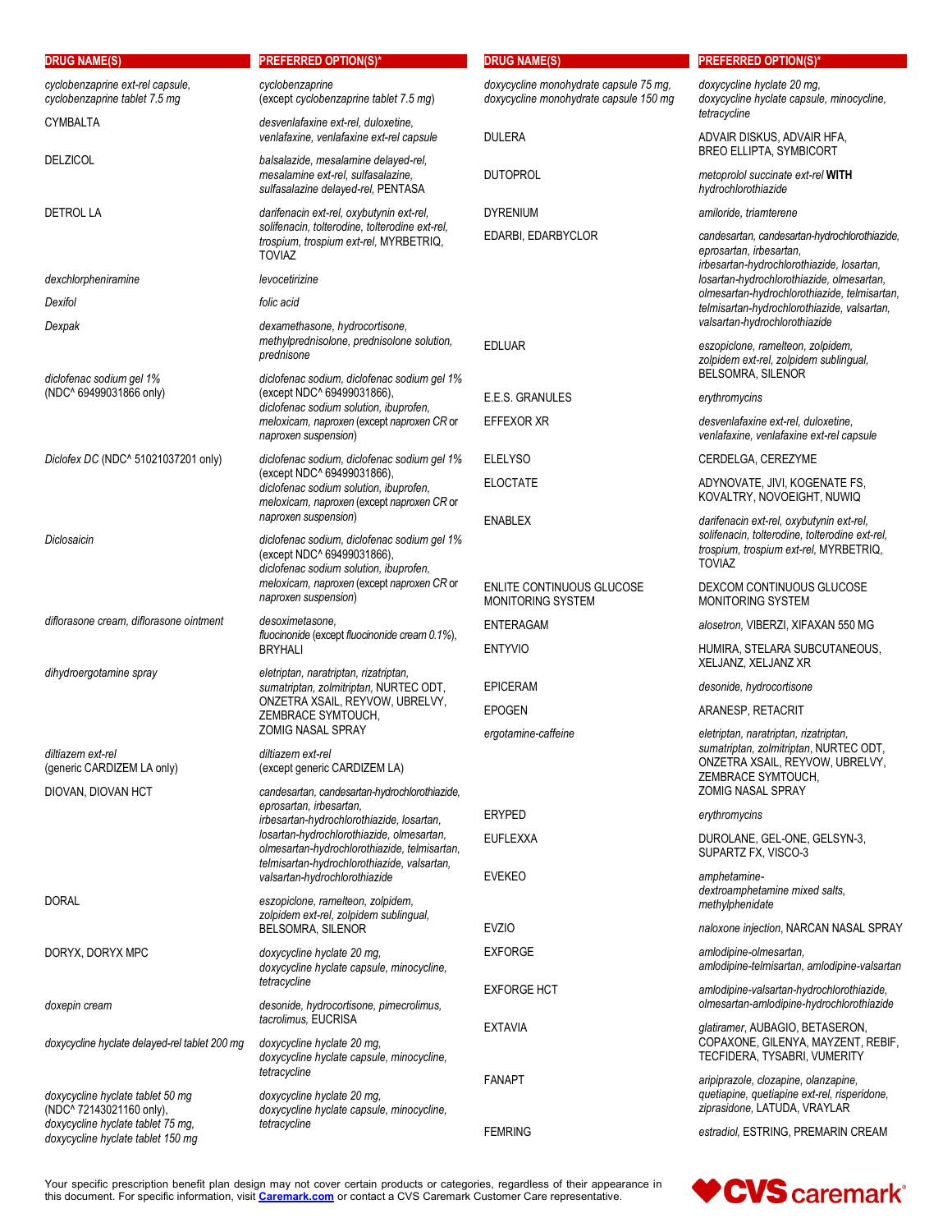| DRUG NAME(S) | PREFERRED OPTION(S)* |
|---|---|
| *cyclobenzaprine ext-rel capsule, cyclobenzaprine tablet 7.5 mg* | *cyclobenzaprine* (except *cyclobenzaprine tablet 7.5 mg*) |
| CYMBALTA | *desvenlafaxine ext-rel, duloxetine, venlafaxine, venlafaxine ext-rel capsule* |
| DELZICOL | *balsalazide, mesalamine delayed-rel, mesalamine ext-rel, sulfasalazine, sulfasalazine delayed-rel,* PENTASA |
| DETROL LA | *darifenacin ext-rel, oxybutynin ext-rel, solifenacin, tolterodine, tolterodine ext-rel, trospium, trospium ext-rel,* MYRBETRIQ, TOVIAZ |
| *dexchlorpheniramine* | *levocetirizine* |
| *Dexifol* | *folic acid* |
| *Dexpak* | *dexamethasone, hydrocortisone, methylprednisolone, prednisolone solution, prednisone* |
| *diclofenac sodium gel 1%* (NDC^ 69499031866 only) | *diclofenac sodium, diclofenac sodium gel 1%* (except NDC^ 69499031866), *diclofenac sodium solution, ibuprofen, meloxicam, naproxen* (except *naproxen CR* or *naproxen suspension*) |
| *Diclofex DC* (NDC^ 51021037201 only) | *diclofenac sodium, diclofenac sodium gel 1%* (except NDC^ 69499031866), *diclofenac sodium solution, ibuprofen, meloxicam, naproxen* (except *naproxen CR* or *naproxen suspension*) |
| *Diclosaicin* | *diclofenac sodium, diclofenac sodium gel 1%* (except NDC^ 69499031866), *diclofenac sodium solution, ibuprofen, meloxicam, naproxen* (except *naproxen CR* or *naproxen suspension*) |
| *diflorasone cream, diflorasone ointment* | *desoximetasone, fluocinonide* (except *fluocinonide cream 0.1%*), BRYHALI |
| *dihydroergotamine spray* | *eletriptan, naratriptan, rizatriptan, sumatriptan, zolmitriptan,* NURTEC ODT, ONZETRA XSAIL, REYVOW, UBRELVY, ZEMBRACE SYMTOUCH, ZOMIG NASAL SPRAY |
| *diltiazem ext-rel* (generic CARDIZEM LA only) | *diltiazem ext-rel* (except generic CARDIZEM LA) |
| DIOVAN, DIOVAN HCT | *candesartan, candesartan-hydrochlorothiazide, eprosartan, irbesartan, irbesartan-hydrochlorothiazide, losartan, losartan-hydrochlorothiazide, olmesartan, olmesartan-hydrochlorothiazide, telmisartan, telmisartan-hydrochlorothiazide, valsartan, valsartan-hydrochlorothiazide* |
| DORAL | *eszopiclone, ramelteon, zolpidem, zolpidem ext-rel, zolpidem sublingual,* BELSOMRA, SILENOR |
| DORYX, DORYX MPC | *doxycycline hyclate 20 mg, doxycycline hyclate capsule, minocycline, tetracycline* |
| *doxepin cream* | *desonide, hydrocortisone, pimecrolimus, tacrolimus,* EUCRISA |
| *doxycycline hyclate delayed-rel tablet 200 mg* | *doxycycline hyclate 20 mg, doxycycline hyclate capsule, minocycline, tetracycline* |
| *doxycycline hyclate tablet 50 mg* (NDC^ 72143021160 only), *doxycycline hyclate tablet 75 mg, doxycycline hyclate tablet 150 mg* | *doxycycline hyclate 20 mg, doxycycline hyclate capsule, minocycline, tetracycline* |
| *doxycycline monohydrate capsule 75 mg, doxycycline monohydrate capsule 150 mg* | *doxycycline hyclate 20 mg, doxycycline hyclate capsule, minocycline, tetracycline* |
| DULERA | ADVAIR DISKUS, ADVAIR HFA, BREO ELLIPTA, SYMBICORT |
| DUTOPROL | *metoprolol succinate ext-rel* **WITH** *hydrochlorothiazide* |
| DYRENIUM | *amiloride, triamterene* |
| EDARBI, EDARBYCLOR | *candesartan, candesartan-hydrochlorothiazide, eprosartan, irbesartan, irbesartan-hydrochlorothiazide, losartan, losartan-hydrochlorothiazide, olmesartan, olmesartan-hydrochlorothiazide, telmisartan, telmisartan-hydrochlorothiazide, valsartan, valsartan-hydrochlorothiazide* |
| EDLUAR | *eszopiclone, ramelteon, zolpidem, zolpidem ext-rel, zolpidem sublingual,* BELSOMRA, SILENOR |
| E.E.S. GRANULES | *erythromycins* |
| EFFEXOR XR | *desvenlafaxine ext-rel, duloxetine, venlafaxine, venlafaxine ext-rel capsule* |
| ELELYSO | CERDELGA, CEREZYME |
| ELOCTATE | ADYNOVATE, JIVI, KOGENATE FS, KOVALTRY, NOVOEIGHT, NUWIQ |
| ENABLEX | *darifenacin ext-rel, oxybutynin ext-rel, solifenacin, tolterodine, tolterodine ext-rel, trospium, trospium ext-rel,* MYRBETRIQ, TOVIAZ |
| ENLITE CONTINUOUS GLUCOSE MONITORING SYSTEM | DEXCOM CONTINUOUS GLUCOSE MONITORING SYSTEM |
| ENTERAGAM | *alosetron,* VIBERZI, XIFAXAN 550 MG |
| ENTYVIO | HUMIRA, STELARA SUBCUTANEOUS, XELJANZ, XELJANZ XR |
| EPICERAM | *desonide, hydrocortisone* |
| EPOGEN | ARANESP, RETACRIT |
| *ergotamine-caffeine* | *eletriptan, naratriptan, rizatriptan, sumatriptan, zolmitriptan,* NURTEC ODT, ONZETRA XSAIL, REYVOW, UBRELVY, ZEMBRACE SYMTOUCH, ZOMIG NASAL SPRAY |
| ERYPED | *erythromycins* |
| EUFLEXXA | DUROLANE, GEL-ONE, GELSYN-3, SUPARTZ FX, VISCO-3 |
| EVEKEO | *amphetamine-dextroamphetamine mixed salts, methylphenidate* |
| EVZIO | *naloxone injection,* NARCAN NASAL SPRAY |
| EXFORGE | *amlodipine-olmesartan, amlodipine-telmisartan, amlodipine-valsartan* |
| EXFORGE HCT | *amlodipine-valsartan-hydrochlorothiazide, olmesartan-amlodipine-hydrochlorothiazide* |
| EXTAVIA | *glatiramer,* AUBAGIO, BETASERON, COPAXONE, GILENYA, MAYZENT, REBIF, TECFIDERA, TYSABRI, VUMERITY |
| FANAPT | *aripiprazole, clozapine, olanzapine, quetiapine, quetiapine ext-rel, risperidone, ziprasidone,* LATUDA, VRAYLAR |
| FEMRING | *estradiol,* ESTRING, PREMARIN CREAM |

Your specific prescription benefit plan design may not cover certain products or categories, regardless of their appearance in this document. For specific information, visit [Caremark.com](https://www.caremark.com) or contact a CVS Caremark Customer Care representative.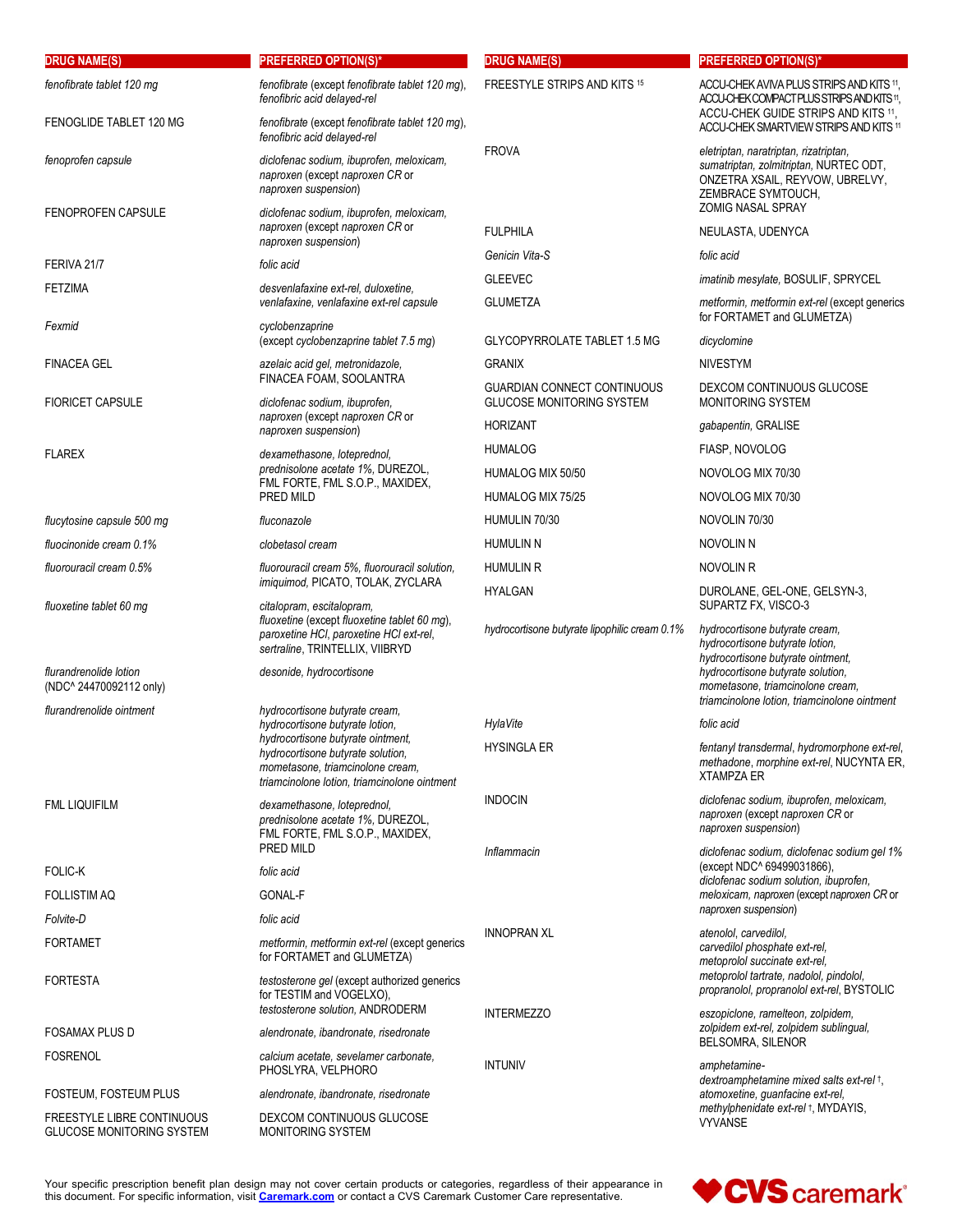| DRUG NAME(S) | PREFERRED OPTION(S)* |
|---|---|
| *fenofibrate tablet 120 mg* | *fenofibrate* (except *fenofibrate tablet 120 mg*), *fenofibric acid delayed-rel* |
| FENOGLIDE TABLET 120 MG | *fenofibrate* (except *fenofibrate tablet 120 mg*), *fenofibric acid delayed-rel* |
| *fenoprofen capsule* | *diclofenac sodium, ibuprofen, meloxicam, naproxen* (except *naproxen CR* or *naproxen suspension*) |
| FENOPROFEN CAPSULE | *diclofenac sodium, ibuprofen, meloxicam, naproxen* (except *naproxen CR* or *naproxen suspension*) |
| FERIVA 21/7 | *folic acid* |
| FETZIMA | *desvenlafaxine ext-rel, duloxetine, venlafaxine, venlafaxine ext-rel capsule* |
| *Fexmid* | *cyclobenzaprine* (except *cyclobenzaprine tablet 7.5 mg*) |
| FINACEA GEL | *azelaic acid gel, metronidazole*, FINACEA FOAM, SOOLANTRA |
| FIORICET CAPSULE | *diclofenac sodium, ibuprofen, naproxen* (except *naproxen CR* or *naproxen suspension*) |
| FLAREX | *dexamethasone, loteprednol, prednisolone acetate 1%*, DUREZOL, FML FORTE, FML S.O.P., MAXIDEX, PRED MILD |
| *flucytosine capsule 500 mg* | *fluconazole* |
| *fluocinonide cream 0.1%* | *clobetasol cream* |
| *fluorouracil cream 0.5%* | *fluorouracil cream 5%, fluorouracil solution, imiquimod*, PICATO, TOLAK, ZYCLARA |
| *fluoxetine tablet 60 mg* | *citalopram, escitalopram, fluoxetine* (except *fluoxetine tablet 60 mg*), *paroxetine HCl, paroxetine HCl ext-rel, sertraline*, TRINTELLIX, VIIBRYD |
| *flurandrenolide lotion* (NDC^ 24470092112 only) | *desonide, hydrocortisone* |
| *flurandrenolide ointment* | *hydrocortisone butyrate cream, hydrocortisone butyrate lotion, hydrocortisone butyrate ointment, hydrocortisone butyrate solution, mometasone, triamcinolone cream, triamcinolone lotion, triamcinolone ointment* |
| FML LIQUIFILM | *dexamethasone, loteprednol, prednisolone acetate 1%*, DUREZOL, FML FORTE, FML S.O.P., MAXIDEX, PRED MILD |
| FOLIC-K | *folic acid* |
| FOLLISTIM AQ | GONAL-F |
| *Folvite-D* | *folic acid* |
| FORTAMET | *metformin, metformin ext-rel* (except generics for FORTAMET and GLUMETZA) |
| FORTESTA | *testosterone gel* (except authorized generics for TESTIM and VOGELXO), *testosterone solution*, ANDRODERM |
| FOSAMAX PLUS D | *alendronate, ibandronate, risedronate* |
| FOSRENOL | *calcium acetate, sevelamer carbonate*, PHOSLYRA, VELPHORO |
| FOSTEUM, FOSTEUM PLUS | *alendronate, ibandronate, risedronate* |
| FREESTYLE LIBRE CONTINUOUS GLUCOSE MONITORING SYSTEM | DEXCOM CONTINUOUS GLUCOSE MONITORING SYSTEM |
| FREESTYLE STRIPS AND KITS [15] | ACCU-CHEK AVIVA PLUS STRIPS AND KITS [11], ACCU-CHEK COMPACT PLUS STRIPS AND KITS [11], ACCU-CHEK GUIDE STRIPS AND KITS [11], ACCU-CHEK SMARTVIEW STRIPS AND KITS [11] |
| FROVA | *eletriptan, naratriptan, rizatriptan, sumatriptan, zolmitriptan*, NURTEC ODT, ONZETRA XSAIL, REYVOW, UBRELVY, ZEMBRACE SYMTOUCH, ZOMIG NASAL SPRAY |
| FULPHILA | NEULASTA, UDENYCA |
| *Genicin Vita-S* | *folic acid* |
| GLEEVEC | *imatinib mesylate*, BOSULIF, SPRYCEL |
| GLUMETZA | *metformin, metformin ext-rel* (except generics for FORTAMET and GLUMETZA) |
| GLYCOPYRROLATE TABLET 1.5 MG | *dicyclomine* |
| GRANIX | NIVESTYM |
| GUARDIAN CONNECT CONTINUOUS GLUCOSE MONITORING SYSTEM | DEXCOM CONTINUOUS GLUCOSE MONITORING SYSTEM |
| HORIZANT | *gabapentin*, GRALISE |
| HUMALOG | FIASP, NOVOLOG |
| HUMALOG MIX 50/50 | NOVOLOG MIX 70/30 |
| HUMALOG MIX 75/25 | NOVOLOG MIX 70/30 |
| HUMULIN 70/30 | NOVOLIN 70/30 |
| HUMULIN N | NOVOLIN N |
| HUMULIN R | NOVOLIN R |
| HYALGAN | DUROLANE, GEL-ONE, GELSYN-3, SUPARTZ FX, VISCO-3 |
| *hydrocortisone butyrate lipophilic cream 0.1%* | *hydrocortisone butyrate cream, hydrocortisone butyrate lotion, hydrocortisone butyrate ointment, hydrocortisone butyrate solution, mometasone, triamcinolone cream, triamcinolone lotion, triamcinolone ointment* |
| *HylaVite* | *folic acid* |
| HYSINGLA ER | *fentanyl transdermal, hydromorphone ext-rel, methadone, morphine ext-rel*, NUCYNTA ER, XTAMPZA ER |
| INDOCIN | *diclofenac sodium, ibuprofen, meloxicam, naproxen* (except *naproxen CR* or *naproxen suspension*) |
| *Inflammacin* | *diclofenac sodium, diclofenac sodium gel 1%* (except NDC^ 69499031866), *diclofenac sodium solution, ibuprofen, meloxicam, naproxen* (except *naproxen CR* or *naproxen suspension*) |
| INNOPRAN XL | *atenolol, carvedilol, carvedilol phosphate ext-rel, metoprolol succinate ext-rel, metoprolol tartrate, nadolol, pindolol, propranolol, propranolol ext-rel*, BYSTOLIC |
| INTERMEZZO | *eszopiclone, ramelteon, zolpidem, zolpidem ext-rel, zolpidem sublingual*, BELSOMRA, SILENOR |
| INTUNIV | *amphetamine-dextroamphetamine mixed salts ext-rel* †, *atomoxetine, guanfacine ext-rel, methylphenidate ext-rel* †, MYDAYIS, VYVANSE |

Your specific prescription benefit plan design may not cover certain products or categories, regardless of their appearance in this document. For specific information, visit **Caremark.com** or contact a CVS Caremark Customer Care representative.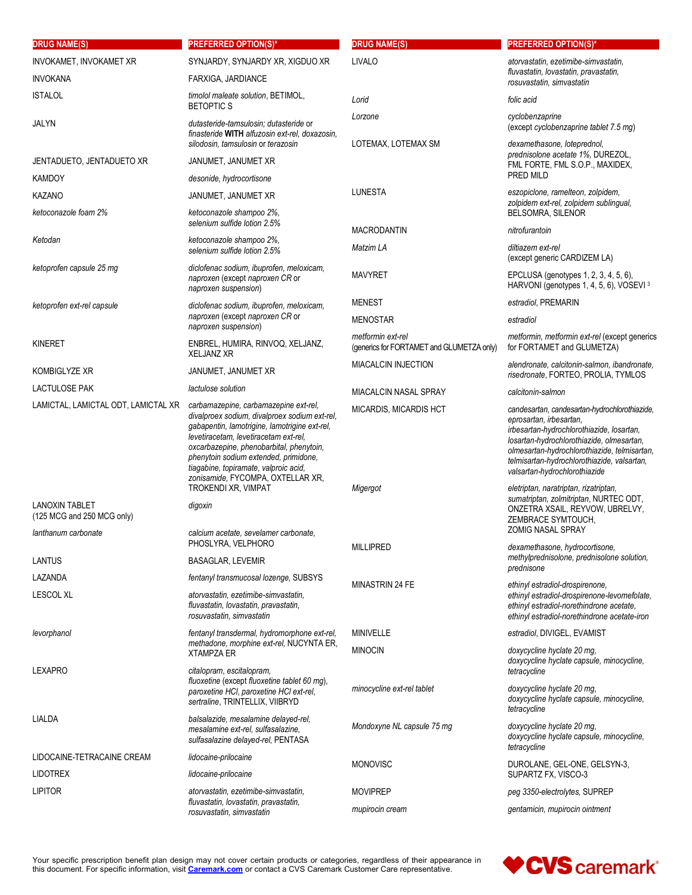| DRUG NAME(S) | PREFERRED OPTION(S)* |
|---|---|
| INVOKAMET, INVOKAMET XR | SYNJARDY, SYNJARDY XR, XIGDUO XR |
| INVOKANA | FARXIGA, JARDIANCE |
| ISTALOL | *timolol maleate solution*, BETIMOL, BETOPTIC S |
| JALYN | *dutasteride-tamsulosin; dutasteride* or *finasteride* **WITH** *alfuzosin ext-rel, doxazosin, silodosin, tamsulosin* or *terazosin* |
| JENTADUETO, JENTADUETO XR | JANUMET, JANUMET XR |
| KAMDOY | *desonide, hydrocortisone* |
| KAZANO | JANUMET, JANUMET XR |
| *ketoconazole foam 2%* | *ketoconazole shampoo 2%, selenium sulfide lotion 2.5%* |
| *Ketodan* | *ketoconazole shampoo 2%, selenium sulfide lotion 2.5%* |
| *ketoprofen capsule 25 mg* | *diclofenac sodium, ibuprofen, meloxicam, naproxen* (except *naproxen CR* or *naproxen suspension*) |
| *ketoprofen ext-rel capsule* | *diclofenac sodium, ibuprofen, meloxicam, naproxen* (except *naproxen CR* or *naproxen suspension*) |
| KINERET | ENBREL, HUMIRA, RINVOQ, XELJANZ, XELJANZ XR |
| KOMBIGLYZE XR | JANUMET, JANUMET XR |
| LACTULOSE PAK | *lactulose solution* |
| LAMICTAL, LAMICTAL ODT, LAMICTAL XR | *carbamazepine, carbamazepine ext-rel, divalproex sodium, divalproex sodium ext-rel, gabapentin, lamotrigine, lamotrigine ext-rel, levetiracetam, levetiracetam ext-rel, oxcarbazepine, phenobarbital, phenytoin, phenytoin sodium extended, primidone, tiagabine, topiramate, valproic acid, zonisamide*, FYCOMPA, OXTELLAR XR, TROKENDI XR, VIMPAT |
| LANOXIN TABLET (125 MCG and 250 MCG only) | *digoxin* |
| *lanthanum carbonate* | *calcium acetate, sevelamer carbonate*, PHOSLYRA, VELPHORO |
| LANTUS | BASAGLAR, LEVEMIR |
| LAZANDA | *fentanyl transmucosal lozenge*, SUBSYS |
| LESCOL XL | *atorvastatin, ezetimibe-simvastatin, fluvastatin, lovastatin, pravastatin, rosuvastatin, simvastatin* |
| *levorphanol* | *fentanyl transdermal, hydromorphone ext-rel, methadone, morphine ext-rel*, NUCYNTA ER, XTAMPZA ER |
| LEXAPRO | *citalopram, escitalopram, fluoxetine* (except *fluoxetine tablet 60 mg*), *paroxetine HCl, paroxetine HCl ext-rel, sertraline*, TRINTELLIX, VIIBRYD |
| LIALDA | *balsalazide, mesalamine delayed-rel, mesalamine ext-rel, sulfasalazine, sulfasalazine delayed-rel*, PENTASA |
| LIDOCAINE-TETRACAINE CREAM | *lidocaine-prilocaine* |
| LIDOTREX | *lidocaine-prilocaine* |
| LIPITOR | *atorvastatin, ezetimibe-simvastatin, fluvastatin, lovastatin, pravastatin, rosuvastatin, simvastatin* |
| LIVALO | *atorvastatin, ezetimibe-simvastatin, fluvastatin, lovastatin, pravastatin, rosuvastatin, simvastatin* |
| *Lorid* | *folic acid* |
| *Lorzone* | *cyclobenzaprine* (except *cyclobenzaprine tablet 7.5 mg*) |
| LOTEMAX, LOTEMAX SM | *dexamethasone, loteprednol, prednisolone acetate 1%*, DUREZOL, FML FORTE, FML S.O.P., MAXIDEX, PRED MILD |
| LUNESTA | *eszopiclone, ramelteon, zolpidem, zolpidem ext-rel, zolpidem sublingual*, BELSOMRA, SILENOR |
| MACRODANTIN | *nitrofurantoin* |
| *Matzim LA* | *diltiazem ext-rel* (except generic CARDIZEM LA) |
| MAVYRET | EPCLUSA (genotypes 1, 2, 3, 4, 5, 6), HARVONI (genotypes 1, 4, 5, 6), VOSEVI [3] |
| MENEST | *estradiol*, PREMARIN |
| MENOSTAR | *estradiol* |
| *metformin ext-rel* (generics for FORTAMET and GLUMETZA only) | *metformin, metformin ext-rel* (except generics for FORTAMET and GLUMETZA) |
| MIACALCIN INJECTION | *alendronate, calcitonin-salmon, ibandronate, risedronate*, FORTEO, PROLIA, TYMLOS |
| MIACALCIN NASAL SPRAY | *calcitonin-salmon* |
| MICARDIS, MICARDIS HCT | *candesartan, candesartan-hydrochlorothiazide, eprosartan, irbesartan, irbesartan-hydrochlorothiazide, losartan, losartan-hydrochlorothiazide, olmesartan, olmesartan-hydrochlorothiazide, telmisartan, telmisartan-hydrochlorothiazide, valsartan, valsartan-hydrochlorothiazide* |
| *Migergot* | *eletriptan, naratriptan, rizatriptan, sumatriptan, zolmitriptan*, NURTEC ODT, ONZETRA XSAIL, REYVOW, UBRELVY, ZEMBRACE SYMTOUCH, ZOMIG NASAL SPRAY |
| MILLIPRED | *dexamethasone, hydrocortisone, methylprednisolone, prednisolone solution, prednisone* |
| MINASTRIN 24 FE | *ethinyl estradiol-drospirenone, ethinyl estradiol-drospirenone-levomefolate, ethinyl estradiol-norethindrone acetate, ethinyl estradiol-norethindrone acetate-iron* |
| MINIVELLE | *estradiol*, DIVIGEL, EVAMIST |
| MINOCIN | *doxycycline hyclate 20 mg, doxycycline hyclate capsule, minocycline, tetracycline* |
| *minocycline ext-rel tablet* | *doxycycline hyclate 20 mg, doxycycline hyclate capsule, minocycline, tetracycline* |
| *Mondoxyne NL capsule 75 mg* | *doxycycline hyclate 20 mg, doxycycline hyclate capsule, minocycline, tetracycline* |
| MONOVISC | DUROLANE, GEL-ONE, GELSYN-3, SUPARTZ FX, VISCO-3 |
| MOVIPREP | *peg 3350-electrolytes*, SUPREP |
| *mupirocin cream* | *gentamicin, mupirocin ointment* |

Your specific prescription benefit plan design may not cover certain products or categories, regardless of their appearance in this document. For specific information, visit **Caremark.com** or contact a CVS Caremark Customer Care representative.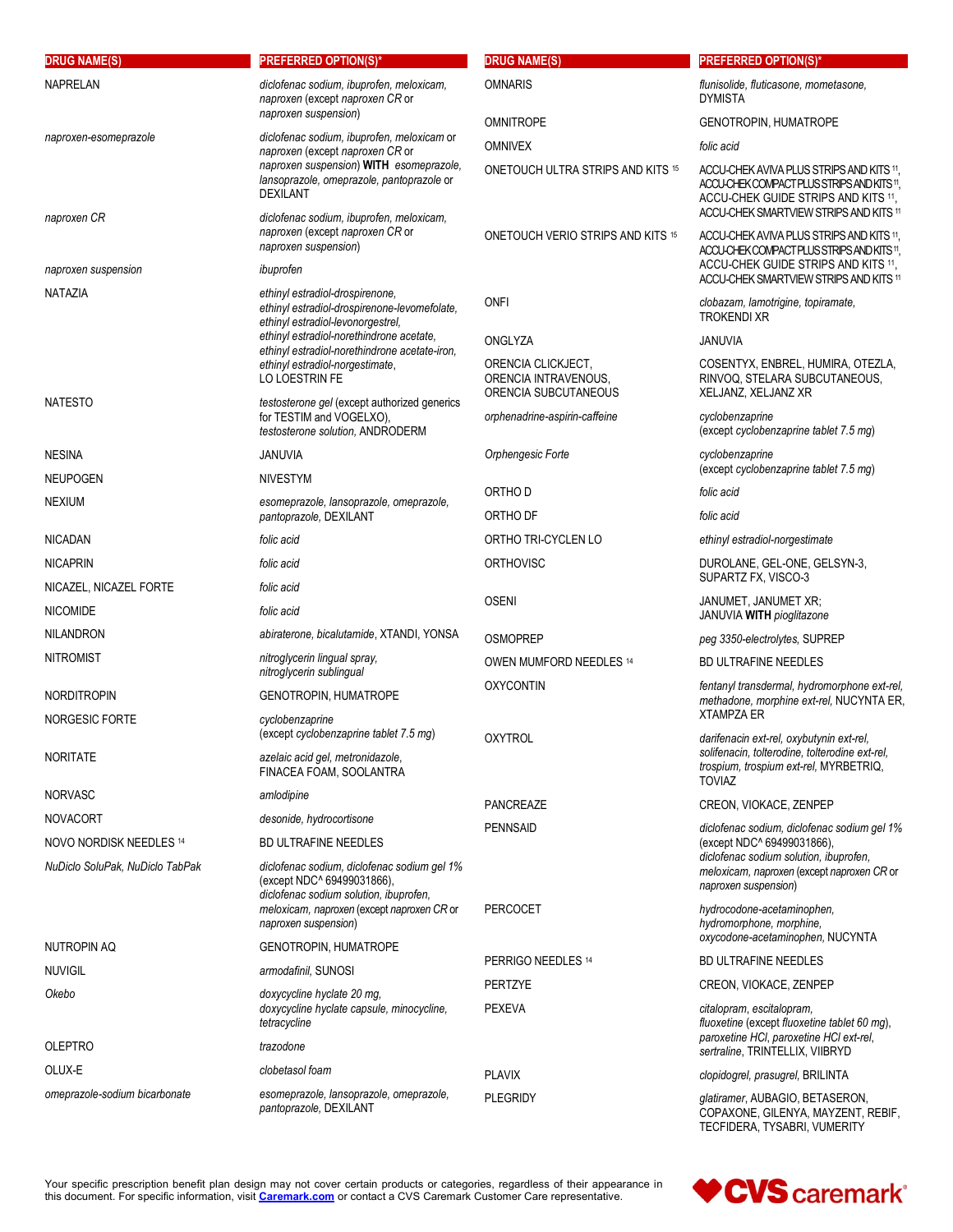| DRUG NAME(S) | PREFERRED OPTION(S)* |
| --- | --- |
| NAPRELAN | *diclofenac sodium, ibuprofen, meloxicam, naproxen* (except *naproxen CR* or *naproxen suspension*) |
| *naproxen-esomeprazole* | *diclofenac sodium, ibuprofen, meloxicam* or *naproxen* (except *naproxen CR* or *naproxen suspension*) **WITH** *esomeprazole, lansoprazole, omeprazole, pantoprazole* or DEXILANT |
| *naproxen CR* | *diclofenac sodium, ibuprofen, meloxicam, naproxen* (except *naproxen CR* or *naproxen suspension*) |
| *naproxen suspension* | *ibuprofen* |
| NATAZIA | *ethinyl estradiol-drospirenone, ethinyl estradiol-drospirenone-levomefolate, ethinyl estradiol-levonorgestrel, ethinyl estradiol-norethindrone acetate, ethinyl estradiol-norethindrone acetate-iron, ethinyl estradiol-norgestimate*, LO LOESTRIN FE |
| NATESTO | *testosterone gel* (except authorized generics for TESTIM and VOGELXO), *testosterone solution*, ANDRODERM |
| NESINA | JANUVIA |
| NEUPOGEN | NIVESTYM |
| NEXIUM | *esomeprazole, lansoprazole, omeprazole, pantoprazole*, DEXILANT |
| NICADAN | *folic acid* |
| NICAPRIN | *folic acid* |
| NICAZEL, NICAZEL FORTE | *folic acid* |
| NICOMIDE | *folic acid* |
| NILANDRON | *abiraterone, bicalutamide*, XTANDI, YONSA |
| NITROMIST | *nitroglycerin lingual spray, nitroglycerin sublingual* |
| NORDITROPIN | GENOTROPIN, HUMATROPE |
| NORGESIC FORTE | *cyclobenzaprine* (except *cyclobenzaprine tablet 7.5 mg*) |
| NORITATE | *azelaic acid gel, metronidazole*, FINACEA FOAM, SOOLANTRA |
| NORVASC | *amlodipine* |
| NOVACORT | *desonide, hydrocortisone* |
| NOVO NORDISK NEEDLES [14] | BD ULTRAFINE NEEDLES |
| *NuDiclo SoluPak, NuDiclo TabPak* | *diclofenac sodium, diclofenac sodium gel 1%* (except NDC^ 69499031866), *diclofenac sodium solution, ibuprofen, meloxicam, naproxen* (except *naproxen CR* or *naproxen suspension*) |
| NUTROPIN AQ | GENOTROPIN, HUMATROPE |
| NUVIGIL | *armodafinil*, SUNOSI |
| *Okebo* | *doxycycline hyclate 20 mg, doxycycline hyclate capsule, minocycline, tetracycline* |
| OLEPTRO | *trazodone* |
| OLUX-E | *clobetasol foam* |
| *omeprazole-sodium bicarbonate* | *esomeprazole, lansoprazole, omeprazole, pantoprazole*, DEXILANT |
| OMNARIS | *flunisolide, fluticasone, mometasone*, DYMISTA |
| OMNITROPE | GENOTROPIN, HUMATROPE |
| OMNIVEX | *folic acid* |
| ONETOUCH ULTRA STRIPS AND KITS [15] | ACCU-CHEK AVIVA PLUS STRIPS AND KITS [11], ACCU-CHEK COMPACT PLUS STRIPS AND KITS [11], ACCU-CHEK GUIDE STRIPS AND KITS [11], ACCU-CHEK SMARTVIEW STRIPS AND KITS [11] |
| ONETOUCH VERIO STRIPS AND KITS [15] | ACCU-CHEK AVIVA PLUS STRIPS AND KITS [11], ACCU-CHEK COMPACT PLUS STRIPS AND KITS [11], ACCU-CHEK GUIDE STRIPS AND KITS [11], ACCU-CHEK SMARTVIEW STRIPS AND KITS [11] |
| ONFI | *clobazam, lamotrigine, topiramate*, TROKENDI XR |
| ONGLYZA | JANUVIA |
| ORENCIA CLICKJECT, ORENCIA INTRAVENOUS, ORENCIA SUBCUTANEOUS | COSENTYX, ENBREL, HUMIRA, OTEZLA, RINVOQ, STELARA SUBCUTANEOUS, XELJANZ, XELJANZ XR |
| *orphenadrine-aspirin-caffeine* | *cyclobenzaprine* (except *cyclobenzaprine tablet 7.5 mg*) |
| *Orphengesic Forte* | *cyclobenzaprine* (except *cyclobenzaprine tablet 7.5 mg*) |
| ORTHO D | *folic acid* |
| ORTHO DF | *folic acid* |
| ORTHO TRI-CYCLEN LO | *ethinyl estradiol-norgestimate* |
| ORTHOVISC | DUROLANE, GEL-ONE, GELSYN-3, SUPARTZ FX, VISCO-3 |
| OSENI | JANUMET, JANUMET XR; JANUVIA **WITH** *pioglitazone* |
| OSMOPREP | *peg 3350-electrolytes*, SUPREP |
| OWEN MUMFORD NEEDLES [14] | BD ULTRAFINE NEEDLES |
| OXYCONTIN | *fentanyl transdermal, hydromorphone ext-rel, methadone, morphine ext-rel*, NUCYNTA ER, XTAMPZA ER |
| OXYTROL | *darifenacin ext-rel, oxybutynin ext-rel, solifenacin, tolterodine, tolterodine ext-rel, trospium, trospium ext-rel*, MYRBETRIQ, TOVIAZ |
| PANCREAZE | CREON, VIOKACE, ZENPEP |
| PENNSAID | *diclofenac sodium, diclofenac sodium gel 1%* (except NDC^ 69499031866), *diclofenac sodium solution, ibuprofen, meloxicam, naproxen* (except *naproxen CR* or *naproxen suspension*) |
| PERCOCET | *hydrocodone-acetaminophen, hydromorphone, morphine, oxycodone-acetaminophen*, NUCYNTA |
| PERRIGO NEEDLES [14] | BD ULTRAFINE NEEDLES |
| PERTZYE | CREON, VIOKACE, ZENPEP |
| PEXEVA | *citalopram, escitalopram, fluoxetine* (except *fluoxetine tablet 60 mg*), *paroxetine HCl, paroxetine HCl ext-rel, sertraline*, TRINTELLIX, VIIBRYD |
| PLAVIX | *clopidogrel, prasugrel*, BRILINTA |
| PLEGRIDY | *glatiramer*, AUBAGIO, BETASERON, COPAXONE, GILENYA, MAYZENT, REBIF, TECFIDERA, TYSABRI, VUMERITY |

Your specific prescription benefit plan design may not cover certain products or categories, regardless of their appearance in this document. For specific information, visit [Caremark.com](Caremark.com) or contact a CVS Caremark Customer Care representative.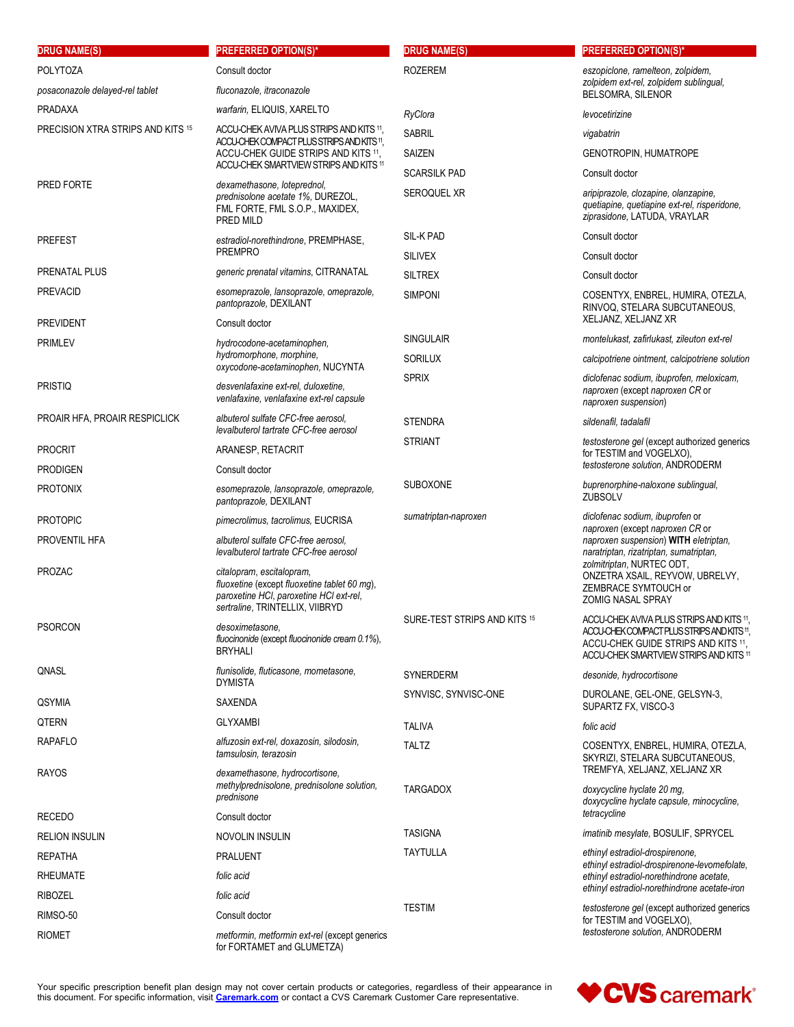| DRUG NAME(S) | PREFERRED OPTION(S)* |
|---|---|
| POLYTOZA | Consult doctor |
| *posaconazole delayed-rel tablet* | *fluconazole, itraconazole* |
| PRADAXA | *warfarin,* ELIQUIS, XARELTO |
| PRECISION XTRA STRIPS AND KITS [15] | ACCU-CHEK AVIVA PLUS STRIPS AND KITS [11], ACCU-CHEK COMPACT PLUS STRIPS AND KITS [11], ACCU-CHEK GUIDE STRIPS AND KITS [11], ACCU-CHEK SMARTVIEW STRIPS AND KITS [11] |
| PRED FORTE | *dexamethasone, loteprednol, prednisolone acetate 1%,* DUREZOL, FML FORTE, FML S.O.P., MAXIDEX, PRED MILD |
| PREFEST | *estradiol-norethindrone,* PREMPHASE, PREMPRO |
| PRENATAL PLUS | *generic prenatal vitamins,* CITRANATAL |
| PREVACID | *esomeprazole, lansoprazole, omeprazole, pantoprazole,* DEXILANT |
| PREVIDENT | Consult doctor |
| PRIMLEV | *hydrocodone-acetaminophen, hydromorphone, morphine, oxycodone-acetaminophen,* NUCYNTA |
| PRISTIQ | *desvenlafaxine ext-rel, duloxetine, venlafaxine, venlafaxine ext-rel capsule* |
| PROAIR HFA, PROAIR RESPICLICK | *albuterol sulfate CFC-free aerosol, levalbuterol tartrate CFC-free aerosol* |
| PROCRIT | ARANESP, RETACRIT |
| PRODIGEN | Consult doctor |
| PROTONIX | *esomeprazole, lansoprazole, omeprazole, pantoprazole,* DEXILANT |
| PROTOPIC | *pimecrolimus, tacrolimus,* EUCRISA |
| PROVENTIL HFA | *albuterol sulfate CFC-free aerosol, levalbuterol tartrate CFC-free aerosol* |
| PROZAC | *citalopram, escitalopram, fluoxetine* (except *fluoxetine tablet 60 mg*), *paroxetine HCl, paroxetine HCl ext-rel, sertraline,* TRINTELLIX, VIIBRYD |
| PSORCON | *desoximetasone, fluocinonide* (except *fluocinonide cream 0.1%*), BRYHALI |
| QNASL | *flunisolide, fluticasone, mometasone,* DYMISTA |
| QSYMIA | SAXENDA |
| QTERN | GLYXAMBI |
| RAPAFLO | *alfuzosin ext-rel, doxazosin, silodosin, tamsulosin, terazosin* |
| RAYOS | *dexamethasone, hydrocortisone, methylprednisolone, prednisolone solution, prednisone* |
| RECEDO | Consult doctor |
| RELION INSULIN | NOVOLIN INSULIN |
| REPATHA | PRALUENT |
| RHEUMATE | *folic acid* |
| RIBOZEL | *folic acid* |
| RIMSO-50 | Consult doctor |
| RIOMET | *metformin, metformin ext-rel* (except *generics for FORTAMET and GLUMETZA*) |
| ROZEREM | *eszopiclone, ramelteon, zolpidem, zolpidem ext-rel, zolpidem sublingual,* BELSOMRA, SILENOR |
| *RyClora* | *levocetirizine* |
| SABRIL | *vigabatrin* |
| SAIZEN | GENOTROPIN, HUMATROPE |
| SCARSILK PAD | Consult doctor |
| SEROQUEL XR | *aripiprazole, clozapine, olanzapine, quetiapine, quetiapine ext-rel, risperidone, ziprasidone,* LATUDA, VRAYLAR |
| SIL-K PAD | Consult doctor |
| SILIVEX | Consult doctor |
| SILTREX | Consult doctor |
| SIMPONI | COSENTYX, ENBREL, HUMIRA, OTEZLA, RINVOQ, STELARA SUBCUTANEOUS, XELJANZ, XELJANZ XR |
| SINGULAIR | *montelukast, zafirlukast, zileuton ext-rel* |
| SORILUX | *calcipotriene ointment, calcipotriene solution* |
| SPRIX | *diclofenac sodium, ibuprofen, meloxicam, naproxen* (except *naproxen CR* or *naproxen suspension*) |
| STENDRA | *sildenafil, tadalafil* |
| STRIANT | *testosterone gel* (except authorized generics for TESTIM and VOGELXO), *testosterone solution,* ANDRODERM |
| SUBOXONE | *buprenorphine-naloxone sublingual,* ZUBSOLV |
| *sumatriptan-naproxen* | *diclofenac sodium, ibuprofen* or *naproxen* (except *naproxen CR* or *naproxen suspension*) **WITH** *eletriptan, naratriptan, rizatriptan, sumatriptan, zolmitriptan,* NURTEC ODT, ONZETRA XSAIL, REYVOW, UBRELVY, ZEMBRACE SYMTOUCH or ZOMIG NASAL SPRAY |
| SURE-TEST STRIPS AND KITS [15] | ACCU-CHEK AVIVA PLUS STRIPS AND KITS [11], ACCU-CHEK COMPACT PLUS STRIPS AND KITS [11], ACCU-CHEK GUIDE STRIPS AND KITS [11], ACCU-CHEK SMARTVIEW STRIPS AND KITS [11] |
| SYNERDERM | *desonide, hydrocortisone* |
| SYNVISC, SYNVISC-ONE | DUROLANE, GEL-ONE, GELSYN-3, SUPARTZ FX, VISCO-3 |
| TALIVA | *folic acid* |
| TALTZ | COSENTYX, ENBREL, HUMIRA, OTEZLA, SKYRIZI, STELARA SUBCUTANEOUS, TREMFYA, XELJANZ, XELJANZ XR |
| TARGADOX | *doxycycline hyclate 20 mg, doxycycline hyclate capsule, minocycline, tetracycline* |
| TASIGNA | *imatinib mesylate,* BOSULIF, SPRYCEL |
| TAYTULLA | *ethinyl estradiol-drospirenone, ethinyl estradiol-drospirenone-levomefolate, ethinyl estradiol-norethindrone acetate, ethinyl estradiol-norethindrone acetate-iron* |
| TESTIM | *testosterone gel* (except authorized generics for TESTIM and VOGELXO), *testosterone solution,* ANDRODERM |

Your specific prescription benefit plan design may not cover certain products or categories, regardless of their appearance in this document. For specific information, visit [Caremark.com](Caremark.com) or contact a CVS Caremark Customer Care representative.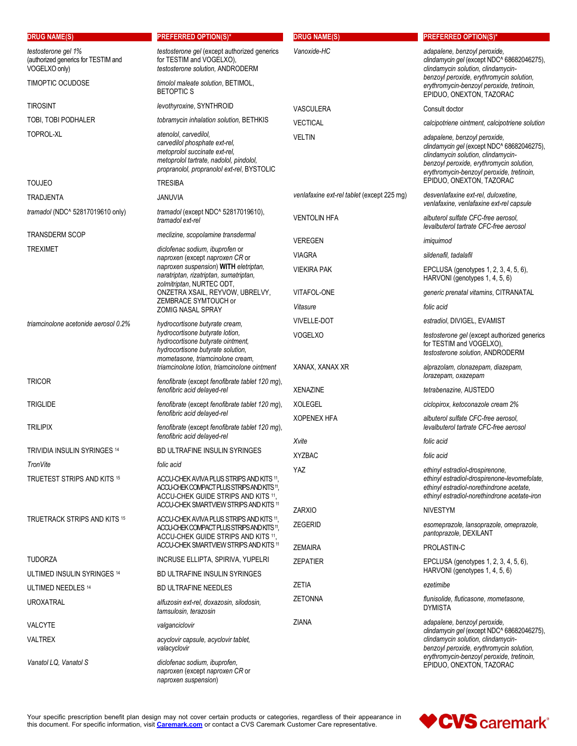| DRUG NAME(S) | PREFERRED OPTION(S)* |
|---|---|
| *testosterone gel 1%* (authorized generics for TESTIM and VOGELXO only) | *testosterone gel* (except authorized generics for TESTIM and VOGELXO), *testosterone solution*, ANDRODERM |
| TIMOPTIC OCUDOSE | *timolol maleate solution*, BETIMOL, BETOPTIC S |
| TIROSINT | *levothyroxine*, SYNTHROID |
| TOBI, TOBI PODHALER | *tobramycin inhalation solution*, BETHKIS |
| TOPROL-XL | *atenolol, carvedilol, carvedilol phosphate ext-rel, metoprolol succinate ext-rel, metoprolol tartrate, nadolol, pindolol, propranolol, propranolol ext-rel*, BYSTOLIC |
| TOUJEO | TRESIBA |
| TRADJENTA | JANUVIA |
| *tramadol* (NDC^ 52817019610 only) | *tramadol* (except NDC^ 52817019610), *tramadol ext-rel* |
| TRANSDERM SCOP | *meclizine, scopolamine transdermal* |
| TREXIMET | *diclofenac sodium, ibuprofen* or *naproxen* (except *naproxen CR* or *naproxen suspension*) **WITH** *eletriptan, naratriptan, rizatriptan, sumatriptan, zolmitriptan*, NURTEC ODT, ONZETRA XSAIL, REYVOW, UBRELVY, ZEMBRACE SYMTOUCH or ZOMIG NASAL SPRAY |
| *triamcinolone acetonide aerosol 0.2%* | *hydrocortisone butyrate cream, hydrocortisone butyrate lotion, hydrocortisone butyrate ointment, hydrocortisone butyrate solution, mometasone, triamcinolone cream, triamcinolone lotion, triamcinolone ointment* |
| TRICOR | *fenofibrate* (except *fenofibrate tablet 120 mg*), *fenofibric acid delayed-rel* |
| TRIGLIDE | *fenofibrate* (except *fenofibrate tablet 120 mg*), *fenofibric acid delayed-rel* |
| TRILIPIX | *fenofibrate* (except *fenofibrate tablet 120 mg*), *fenofibric acid delayed-rel* |
| TRIVIDIA INSULIN SYRINGES [14] | BD ULTRAFINE INSULIN SYRINGES |
| *TronVite* | *folic acid* |
| TRUETEST STRIPS AND KITS [15] | ACCU-CHEK AVIVA PLUS STRIPS AND KITS [11], ACCU-CHEK COMPACT PLUS STRIPS AND KITS [11], ACCU-CHEK GUIDE STRIPS AND KITS [11], ACCU-CHEK SMARTVIEW STRIPS AND KITS [11] |
| TRUETRACK STRIPS AND KITS [15] | ACCU-CHEK AVIVA PLUS STRIPS AND KITS [11], ACCU-CHEK COMPACT PLUS STRIPS AND KITS [11], ACCU-CHEK GUIDE STRIPS AND KITS [11], ACCU-CHEK SMARTVIEW STRIPS AND KITS [11] |
| TUDORZA | INCRUSE ELLIPTA, SPIRIVA, YUPELRI |
| ULTIMED INSULIN SYRINGES [14] | BD ULTRAFINE INSULIN SYRINGES |
| ULTIMED NEEDLES [14] | BD ULTRAFINE NEEDLES |
| UROXATRAL | *alfuzosin ext-rel, doxazosin, silodosin, tamsulosin, terazosin* |
| VALCYTE | *valganciclovir* |
| VALTREX | *acyclovir capsule, acyclovir tablet, valacyclovir* |
| *Vanatol LQ, Vanatol S* | *diclofenac sodium, ibuprofen, naproxen* (except *naproxen CR* or *naproxen suspension*) |
| *Vanoxide-HC* | *adapalene, benzoyl peroxide, clindamycin gel* (except NDC^ 68682046275), *clindamycin solution, clindamycin-benzoyl peroxide, erythromycin solution, erythromycin-benzoyl peroxide, tretinoin*, EPIDUO, ONEXTON, TAZORAC |
| VASCULERA | Consult doctor |
| VECTICAL | *calcipotriene ointment, calcipotriene solution* |
| VELTIN | *adapalene, benzoyl peroxide, clindamycin gel* (except NDC^ 68682046275), *clindamycin solution, clindamycin-benzoyl peroxide, erythromycin solution, erythromycin-benzoyl peroxide, tretinoin*, EPIDUO, ONEXTON, TAZORAC |
| *venlafaxine ext-rel tablet* (except 225 mg) | *desvenlafaxine ext-rel, duloxetine, venlafaxine, venlafaxine ext-rel capsule* |
| VENTOLIN HFA | *albuterol sulfate CFC-free aerosol, levalbuterol tartrate CFC-free aerosol* |
| VEREGEN | *imiquimod* |
| VIAGRA | *sildenafil, tadalafil* |
| VIEKIRA PAK | EPCLUSA (genotypes 1, 2, 3, 4, 5, 6), HARVONI (genotypes 1, 4, 5, 6) |
| VITAFOL-ONE | *generic prenatal vitamins*, CITRANATAL |
| *Vitasure* | *folic acid* |
| VIVELLE-DOT | *estradiol*, DIVIGEL, EVAMIST |
| VOGELXO | *testosterone gel* (except authorized generics for TESTIM and VOGELXO), *testosterone solution*, ANDRODERM |
| XANAX, XANAX XR | *alprazolam, clonazepam, diazepam, lorazepam, oxazepam* |
| XENAZINE | *tetrabenazine*, AUSTEDO |
| XOLEGEL | *ciclopirox, ketoconazole cream 2%* |
| XOPENEX HFA | *albuterol sulfate CFC-free aerosol, levalbuterol tartrate CFC-free aerosol* |
| *Xvite* | *folic acid* |
| XYZBAC | *folic acid* |
| YAZ | *ethinyl estradiol-drospirenone, ethinyl estradiol-drospirenone-levomefolate, ethinyl estradiol-norethindrone acetate, ethinyl estradiol-norethindrone acetate-iron* |
| ZARXIO | NIVESTYM |
| ZEGERID | *esomeprazole, lansoprazole, omeprazole, pantoprazole*, DEXILANT |
| ZEMAIRA | PROLASTIN-C |
| ZEPATIER | EPCLUSA (genotypes 1, 2, 3, 4, 5, 6), HARVONI (genotypes 1, 4, 5, 6) |
| ZETIA | *ezetimibe* |
| ZETONNA | *flunisolide, fluticasone, mometasone*, DYMISTA |
| ZIANA | *adapalene, benzoyl peroxide, clindamycin gel* (except NDC^ 68682046275), *clindamycin solution, clindamycin-benzoyl peroxide, erythromycin solution, erythromycin-benzoyl peroxide, tretinoin*, EPIDUO, ONEXTON, TAZORAC |

Your specific prescription benefit plan design may not cover certain products or categories, regardless of their appearance in this document. For specific information, visit **Caremark.com** or contact a CVS Caremark Customer Care representative.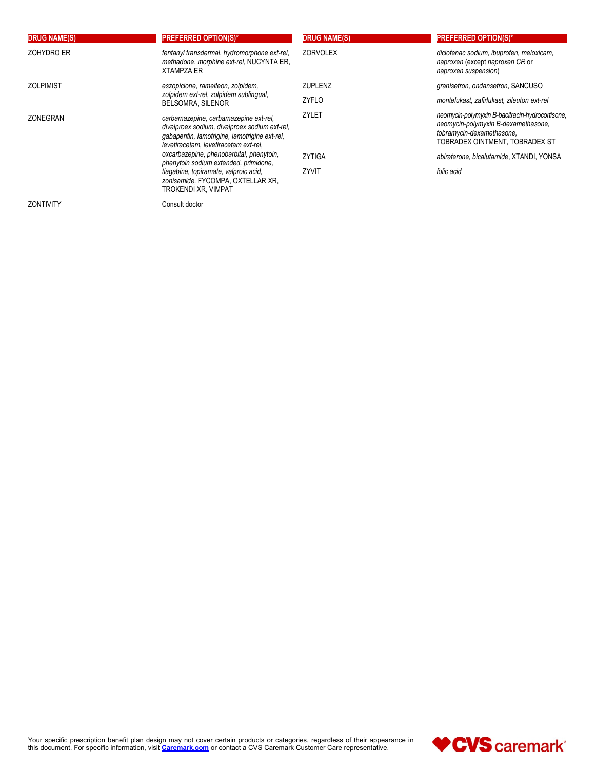| DRUG NAME(S) | PREFERRED OPTION(S)* |
|---|---|
| ZOHYDRO ER | *fentanyl transdermal*, *hydromorphone ext-rel*, *methadone*, *morphine ext-rel*, NUCYNTA ER, XTAMPZA ER |
| ZOLPIMIST | *eszopiclone, ramelteon, zolpidem, zolpidem ext-rel, zolpidem sublingual*, BELSOMRA, SILENOR |
| ZONEGRAN | *carbamazepine, carbamazepine ext-rel, divalproex sodium, divalproex sodium ext-rel, gabapentin, lamotrigine, lamotrigine ext-rel, levetiracetam, levetiracetam ext-rel, oxcarbazepine, phenobarbital, phenytoin, phenytoin sodium extended, primidone, tiagabine, topiramate, valproic acid, zonisamide*, FYCOMPA, OXTELLAR XR, TROKENDI XR, VIMPAT |
| ZONTIVITY | Consult doctor |
| ZORVOLEX | *diclofenac sodium, ibuprofen, meloxicam, naproxen* (except *naproxen CR* or *naproxen suspension*) |
| ZUPLENZ | *granisetron, ondansetron*, SANCUSO |
| ZYFLO | *montelukast, zafirlukast, zileuton ext-rel* |
| ZYLET | *neomycin-polymyxin B-bacitracin-hydrocortisone, neomycin-polymyxin B-dexamethasone, tobramycin-dexamethasone*, TOBRADEX OINTMENT, TOBRADEX ST |
| ZYTIGA | *abiraterone, bicalutamide*, XTANDI, YONSA |
| ZYVIT | *folic acid* |

Your specific prescription benefit plan design may not cover certain products or categories, regardless of their appearance in this document. For specific information, visit **Caremark.com** or contact a CVS Caremark Customer Care representative.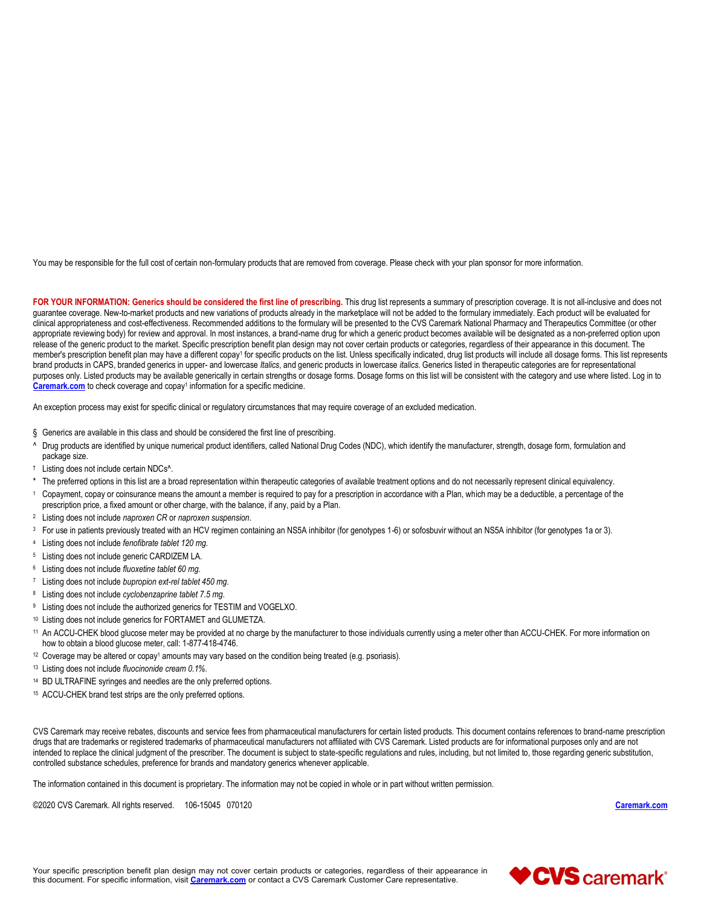You may be responsible for the full cost of certain non-formulary products that are removed from coverage. Please check with your plan sponsor for more information.

**FOR YOUR INFORMATION: Generics should be considered the first line of prescribing.** This drug list represents a summary of prescription coverage. It is not all-inclusive and does not guarantee coverage. New-to-market products and new variations of products already in the marketplace will not be added to the formulary immediately. Each product will be evaluated for clinical appropriateness and cost-effectiveness. Recommended additions to the formulary will be presented to the CVS Caremark National Pharmacy and Therapeutics Committee (or other appropriate reviewing body) for review and approval. In most instances, a brand-name drug for which a generic product becomes available will be designated as a non-preferred option upon release of the generic product to the market. Specific prescription benefit plan design may not cover certain products or categories, regardless of their appearance in this document. The member's prescription benefit plan may have a different copay[1] for specific products on the list. Unless specifically indicated, drug list products will include all dosage forms. This list represents brand products in CAPS, branded generics in upper- and lowercase *Italics*, and generic products in lowercase *italics*. Generics listed in therapeutic categories are for representational purposes only. Listed products may be available generically in certain strengths or dosage forms. Dosage forms on this list will be consistent with the category and use where listed. Log in to **Caremark.com** to check coverage and copay[1] information for a specific medicine.

An exception process may exist for specific clinical or regulatory circumstances that may require coverage of an excluded medication.

- § Generics are available in this class and should be considered the first line of prescribing.
- ^ Drug products are identified by unique numerical product identifiers, called National Drug Codes (NDC), which identify the manufacturer, strength, dosage form, formulation and package size.
- † Listing does not include certain NDCs^.
- * The preferred options in this list are a broad representation within therapeutic categories of available treatment options and do not necessarily represent clinical equivalency.
- [1] Copayment, copay or coinsurance means the amount a member is required to pay for a prescription in accordance with a Plan, which may be a deductible, a percentage of the prescription price, a fixed amount or other charge, with the balance, if any, paid by a Plan.
- [2] Listing does not include *naproxen CR* or *naproxen suspension*.
- [3] For use in patients previously treated with an HCV regimen containing an NS5A inhibitor (for genotypes 1-6) or sofosbuvir without an NS5A inhibitor (for genotypes 1a or 3).
- [4] Listing does not include *fenofibrate tablet 120 mg*.
- [5] Listing does not include generic CARDIZEM LA.
- [6] Listing does not include *fluoxetine tablet 60 mg*.
- [7] Listing does not include *bupropion ext-rel tablet 450 mg*.
- [8] Listing does not include *cyclobenzaprine tablet 7.5 mg*.
- [9] Listing does not include the authorized generics for TESTIM and VOGELXO.
- [10] Listing does not include generics for FORTAMET and GLUMETZA.
- [11] An ACCU-CHEK blood glucose meter may be provided at no charge by the manufacturer to those individuals currently using a meter other than ACCU-CHEK. For more information on how to obtain a blood glucose meter, call: 1-877-418-4746.
- [12] Coverage may be altered or copay[1] amounts may vary based on the condition being treated (e.g. psoriasis).
- [13] Listing does not include *fluocinonide cream 0.1%*.
- [14] BD ULTRAFINE syringes and needles are the only preferred options.
- [15] ACCU-CHEK brand test strips are the only preferred options.

CVS Caremark may receive rebates, discounts and service fees from pharmaceutical manufacturers for certain listed products. This document contains references to brand-name prescription drugs that are trademarks or registered trademarks of pharmaceutical manufacturers not affiliated with CVS Caremark. Listed products are for informational purposes only and are not intended to replace the clinical judgment of the prescriber. The document is subject to state-specific regulations and rules, including, but not limited to, those regarding generic substitution, controlled substance schedules, preference for brands and mandatory generics whenever applicable.

The information contained in this document is proprietary. The information may not be copied in whole or in part without written permission.

©2020 CVS Caremark. All rights reserved. 106-15045 070120 **Caremark.com**

Your specific prescription benefit plan design may not cover certain products or categories, regardless of their appearance in this document. For specific information, visit **Caremark.com** or contact a CVS Caremark Customer Care representative.

CVS caremark®